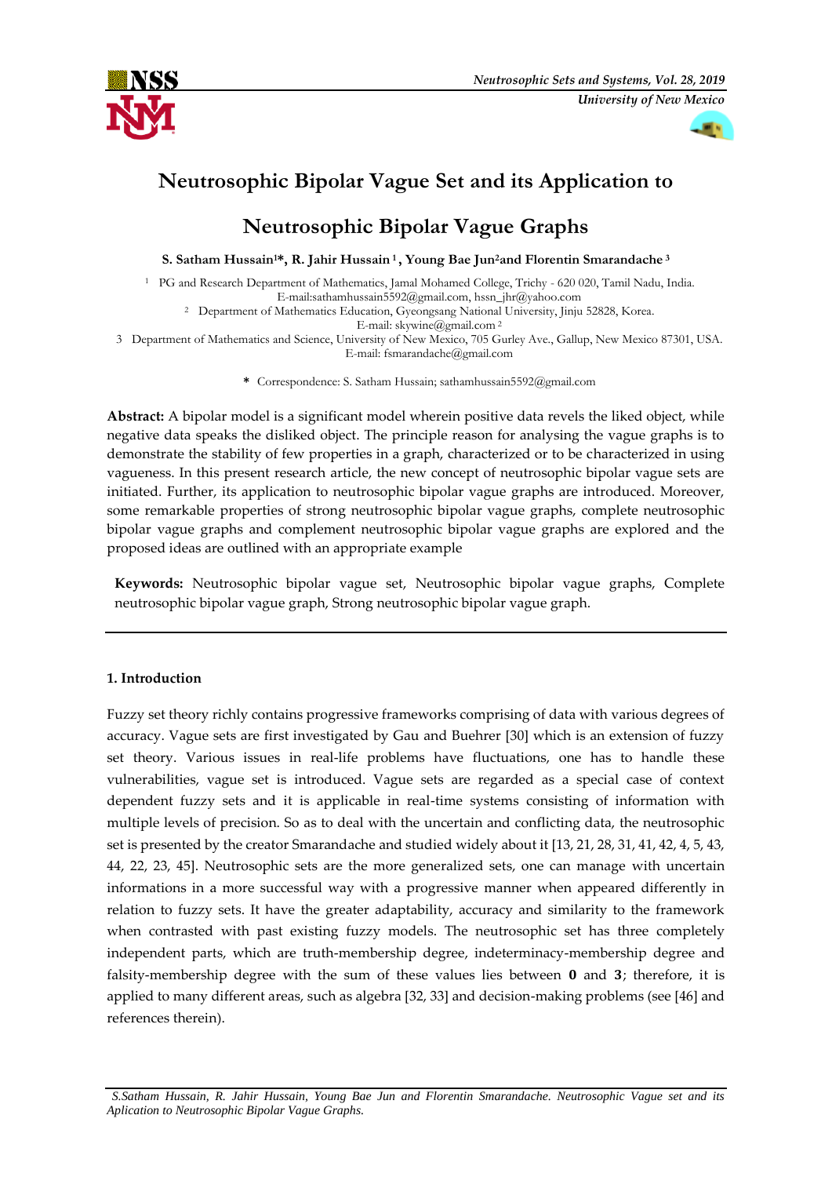# Neutrosophic Bipolar Vague Set and its Application to Neutrosophic Bipolar Vague Graphs

**S. Satham Hussain[1]\*, R. Jahir Hussain [1], Young Bae Jun[2] and Florentin Smarandache [3]**

[1] PG and Research Department of Mathematics, Jamal Mohamed College, Trichy - 620 020, Tamil Nadu, India. E-mail:sathamhussain5592@gmail.com, hssn_jhr@yahoo.com

[2] Department of Mathematics Education, Gyeongsang National University, Jinju 52828, Korea. E-mail: skywine@gmail.com [2]

3 Department of Mathematics and Science, University of New Mexico, 705 Gurley Ave., Gallup, New Mexico 87301, USA. E-mail: fsmarandache@gmail.com

\* Correspondence: S. Satham Hussain; sathamhussain5592@gmail.com

**Abstract:** A bipolar model is a significant model wherein positive data revels the liked object, while negative data speaks the disliked object. The principle reason for analysing the vague graphs is to demonstrate the stability of few properties in a graph, characterized or to be characterized in using vagueness. In this present research article, the new concept of neutrosophic bipolar vague sets are initiated. Further, its application to neutrosophic bipolar vague graphs are introduced. Moreover, some remarkable properties of strong neutrosophic bipolar vague graphs, complete neutrosophic bipolar vague graphs and complement neutrosophic bipolar vague graphs are explored and the proposed ideas are outlined with an appropriate example

**Keywords:** Neutrosophic bipolar vague set, Neutrosophic bipolar vague graphs, Complete neutrosophic bipolar vague graph, Strong neutrosophic bipolar vague graph.

## 1. Introduction

Fuzzy set theory richly contains progressive frameworks comprising of data with various degrees of accuracy. Vague sets are first investigated by Gau and Buehrer [30] which is an extension of fuzzy set theory. Various issues in real-life problems have fluctuations, one has to handle these vulnerabilities, vague set is introduced. Vague sets are regarded as a special case of context dependent fuzzy sets and it is applicable in real-time systems consisting of information with multiple levels of precision. So as to deal with the uncertain and conflicting data, the neutrosophic set is presented by the creator Smarandache and studied widely about it [13, 21, 28, 31, 41, 42, 4, 5, 43, 44, 22, 23, 45]. Neutrosophic sets are the more generalized sets, one can manage with uncertain informations in a more successful way with a progressive manner when appeared differently in relation to fuzzy sets. It have the greater adaptability, accuracy and similarity to the framework when contrasted with past existing fuzzy models. The neutrosophic set has three completely independent parts, which are truth-membership degree, indeterminacy-membership degree and falsity-membership degree with the sum of these values lies between **0** and **3**; therefore, it is applied to many different areas, such as algebra [32, 33] and decision-making problems (see [46] and references therein).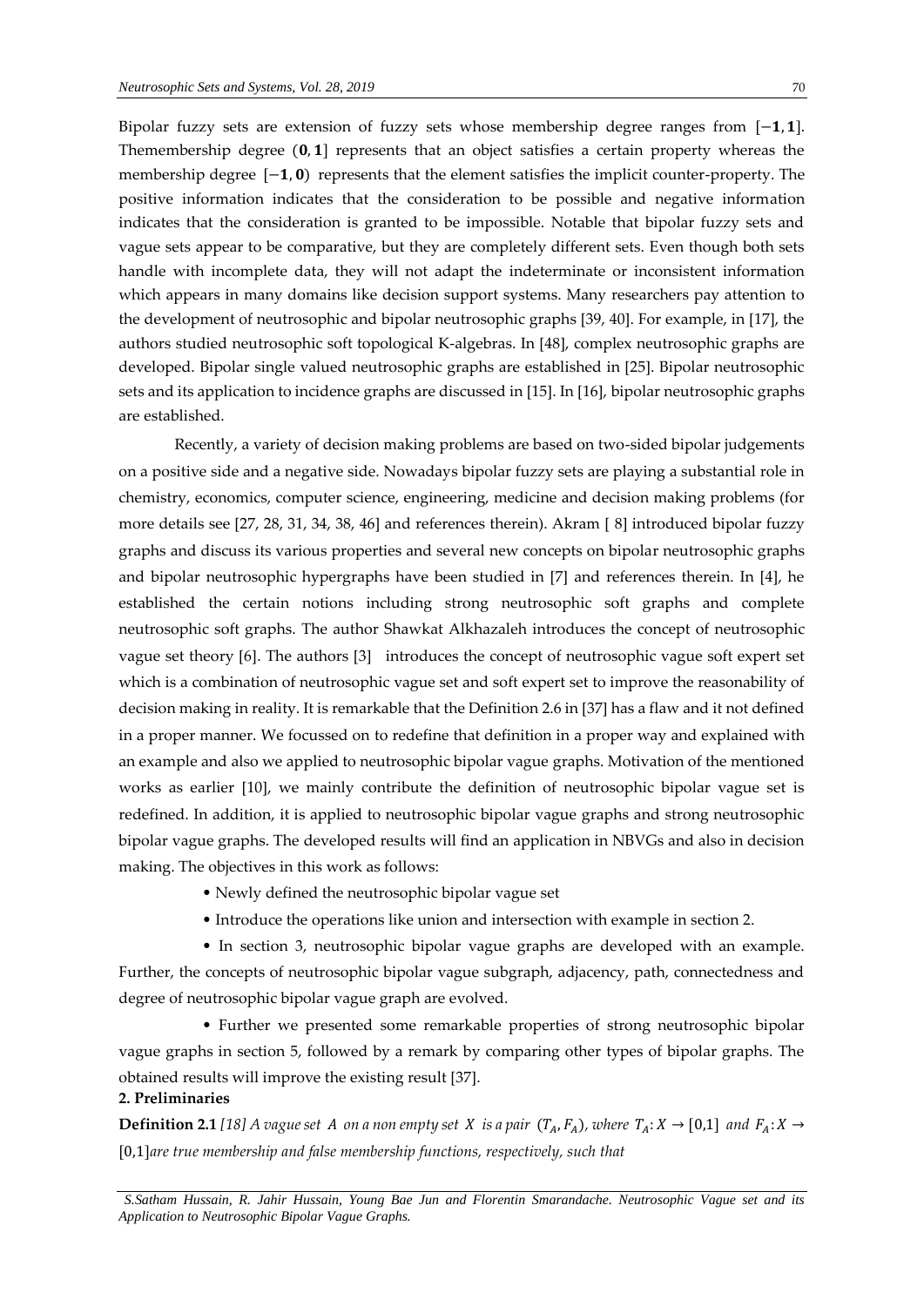Bipolar fuzzy sets are extension of fuzzy sets whose membership degree ranges from $[-\mathbf{1}, \mathbf{1}]$. Thememembership degree $(\mathbf{0}, \mathbf{1}]$ represents that an object satisfies a certain property whereas the membership degree $[-\mathbf{1}, \mathbf{0})$ represents that the element satisfies the implicit counter-property. The positive information indicates that the consideration to be possible and negative information indicates that the consideration is granted to be impossible. Notable that bipolar fuzzy sets and vague sets appear to be comparative, but they are completely different sets. Even though both sets handle with incomplete data, they will not adapt the indeterminate or inconsistent information which appears in many domains like decision support systems. Many researchers pay attention to the development of neutrosophic and bipolar neutrosophic graphs [39, 40]. For example, in [17], the authors studied neutrosophic soft topological K-algebras. In [48], complex neutrosophic graphs are developed. Bipolar single valued neutrosophic graphs are established in [25]. Bipolar neutrosophic sets and its application to incidence graphs are discussed in [15]. In [16], bipolar neutrosophic graphs are established.

Recently, a variety of decision making problems are based on two-sided bipolar judgements on a positive side and a negative side. Nowadays bipolar fuzzy sets are playing a substantial role in chemistry, economics, computer science, engineering, medicine and decision making problems (for more details see [27, 28, 31, 34, 38, 46] and references therein). Akram [ 8] introduced bipolar fuzzy graphs and discuss its various properties and several new concepts on bipolar neutrosophic graphs and bipolar neutrosophic hypergraphs have been studied in [7] and references therein. In [4], he established the certain notions including strong neutrosophic soft graphs and complete neutrosophic soft graphs. The author Shawkat Alkhazaleh introduces the concept of neutrosophic vague set theory [6]. The authors [3] introduces the concept of neutrosophic vague soft expert set which is a combination of neutrosophic vague set and soft expert set to improve the reasonability of decision making in reality. It is remarkable that the Definition 2.6 in [37] has a flaw and it not defined in a proper manner. We focussed on to redefine that definition in a proper way and explained with an example and also we applied to neutrosophic bipolar vague graphs. Motivation of the mentioned works as earlier [10], we mainly contribute the definition of neutrosophic bipolar vague set is redefined. In addition, it is applied to neutrosophic bipolar vague graphs and strong neutrosophic bipolar vague graphs. The developed results will find an application in NBVGs and also in decision making. The objectives in this work as follows:

- Newly defined the neutrosophic bipolar vague set
- Introduce the operations like union and intersection with example in section 2.
- In section 3, neutrosophic bipolar vague graphs are developed with an example. Further, the concepts of neutrosophic bipolar vague subgraph, adjacency, path, connectedness and degree of neutrosophic bipolar vague graph are evolved.
- Further we presented some remarkable properties of strong neutrosophic bipolar vague graphs in section 5, followed by a remark by comparing other types of bipolar graphs. The obtained results will improve the existing result [37].

## 2. Preliminaries

**Definition 2.1** *[18] A vague set $A$ on a non empty set $X$ is a pair $(T_A, F_A)$, where $T_A: X \to [0,1]$ and $F_A: X \to [0,1]$ are true membership and false membership functions, respectively, such that*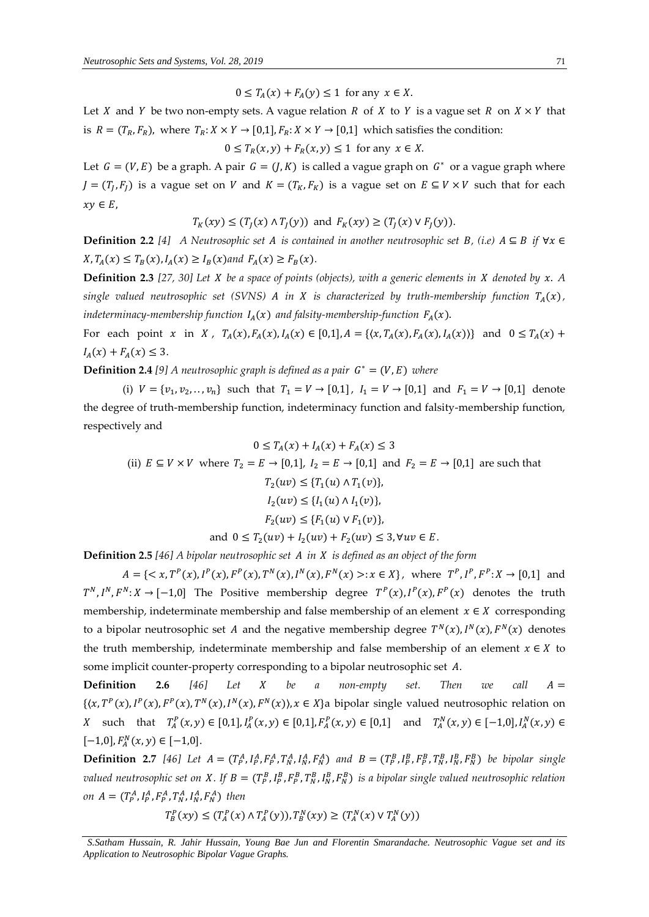$$0 \leq T_A(x) + F_A(y) \leq 1 \text{ for any } x \in X.$$

Let $X$ and $Y$ be two non-empty sets. A vague relation $R$ of $X$ to $Y$ is a vague set $R$ on $X \times Y$ that is $R = (T_R, F_R)$, where $T_R: X \times Y \to [0,1], F_R: X \times Y \to [0,1]$ which satisfies the condition:

$$0 \leq T_R(x,y) + F_R(x,y) \leq 1 \text{ for any } x \in X.$$

Let $G = (V, E)$ be a graph. A pair $G = (J, K)$ is called a vague graph on $G^*$ or a vague graph where $J = (T_J, F_J)$ is a vague set on $V$ and $K = (T_K, F_K)$ is a vague set on $E \subseteq V \times V$ such that for each $xy \in E$,

$$T_K(xy) \leq (T_J(x) \wedge T_J(y)) \text{ and } F_K(xy) \geq (T_J(x) \vee F_J(y)).$$

**Definition 2.2** *[4] A Neutrosophic set $A$ is contained in another neutrosophic set $B$, (i.e) $A \subseteq B$ if $\forall x \in X, T_A(x) \leq T_B(x), I_A(x) \geq I_B(x)$and $F_A(x) \geq F_B(x)$.*

**Definition 2.3** *[27, 30] Let $X$ be a space of points (objects), with a generic elements in $X$ denoted by $x$. A single valued neutrosophic set (SVNS) $A$ in $X$ is characterized by truth-membership function $T_A(x)$, indeterminacy-membership function $I_A(x)$ and falsity-membership-function $F_A(x)$.*

For each point $x$ in $X$, $T_A(x), F_A(x), I_A(x) \in [0,1], A = \{\langle x, T_A(x), F_A(x), I_A(x)\rangle\}$ and $0 \leq T_A(x) + I_A(x) + F_A(x) \leq 3$.

**Definition 2.4** *[9] A neutrosophic graph is defined as a pair $G^* = (V, E)$ where*

(i) $V = \{v_1, v_2, .., v_n\}$ such that $T_1 = V \to [0,1]$, $I_1 = V \to [0,1]$ and $F_1 = V \to [0,1]$ denote the degree of truth-membership function, indeterminacy function and falsity-membership function, respectively and

$$0 \leq T_A(x) + I_A(x) + F_A(x) \leq 3$$

(ii) $E \subseteq V \times V$ where $T_2 = E \to [0,1]$, $I_2 = E \to [0,1]$ and $F_2 = E \to [0,1]$ are such that

$$T_2(uv) \leq \{T_1(u) \wedge T_1(v)\},$$

$$I_2(uv) \leq \{I_1(u) \wedge I_1(v)\},$$

$$F_2(uv) \leq \{F_1(u) \vee F_1(v)\},$$

$$\text{and } 0 \leq T_2(uv) + I_2(uv) + F_2(uv) \leq 3, \forall uv \in E.$$

**Definition 2.5** *[46] A bipolar neutrosophic set $A$ in $X$ is defined as an object of the form*

$A = \{< x, T^P(x), I^P(x), F^P(x), T^N(x), I^N(x), F^N(x) >: x \in X\}$, where $T^P, I^P, F^P: X \to [0,1]$ and $T^N, I^N, F^N: X \to [-1,0]$ The Positive membership degree $T^P(x), I^P(x), F^P(x)$ denotes the truth membership, indeterminate membership and false membership of an element $x \in X$ corresponding to a bipolar neutrosophic set $A$ and the negative membership degree $T^N(x), I^N(x), F^N(x)$ denotes the truth membership, indeterminate membership and false membership of an element $x \in X$ to some implicit counter-property corresponding to a bipolar neutrosophic set $A$.

**Definition 2.6** *[46] Let $X$ be a non-empty set. Then we call $A =$* $\{\langle x, T^P(x), I^P(x), F^P(x), T^N(x), I^N(x), F^N(x)\rangle, x \in X\}$a bipolar single valued neutrosophic relation on $X$ such that $T_A^P(x,y) \in [0,1], I_A^P(x,y) \in [0,1], F_A^P(x,y) \in [0,1]$ and $T_A^N(x,y) \in [-1,0], I_A^N(x,y) \in [-1,0], F_A^N(x,y) \in [-1,0]$.

**Definition 2.7** *[46] Let $A = (T_P^A, I_P^A, F_P^A, T_N^A, I_N^A, F_N^A)$ and $B = (T_P^B, I_P^B, F_P^B, T_N^B, I_N^B, F_N^B)$ be bipolar single valued neutrosophic set on $X$. If $B = (T_P^B, I_P^B, F_P^B, T_N^B, I_N^B, F_N^B)$ is a bipolar single valued neutrosophic relation on $A = (T_P^A, I_P^A, F_P^A, T_N^A, I_N^A, F_N^A)$ then*

$$T_B^P(xy) \leq (T_A^P(x) \wedge T_A^P(y)), T_B^N(xy) \geq (T_A^N(x) \vee T_A^N(y))$$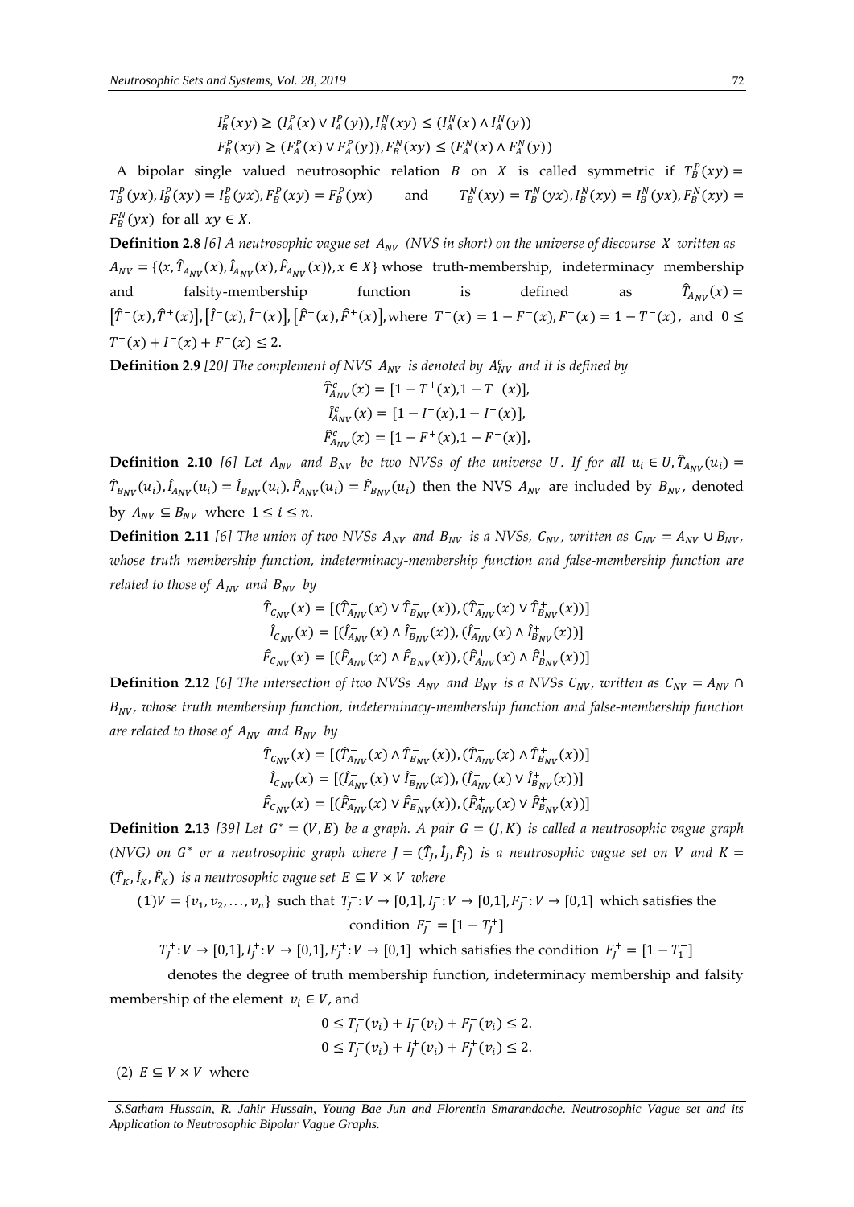$$I_B^P(xy) \geq (I_A^P(x) \vee I_A^P(y)), I_B^N(xy) \leq (I_A^N(x) \wedge I_A^N(y))$$
$$F_B^P(xy) \geq (F_A^P(x) \vee F_A^P(y)), F_B^N(xy) \leq (F_A^N(x) \wedge F_A^N(y))$$

A bipolar single valued neutrosophic relation $B$ on $X$ is called symmetric if $T_B^P(xy) = T_B^P(yx), I_B^P(xy) = I_B^P(yx), F_B^P(xy) = F_B^P(yx)$ and $T_B^N(xy) = T_B^N(yx), I_B^N(xy) = I_B^N(yx), F_B^N(xy) = F_B^N(yx)$ for all $xy \in X$.

**Definition 2.8** *[6] A neutrosophic vague set $A_{NV}$ (NVS in short) on the universe of discourse $X$ written as* $A_{NV} = \{\langle x, \hat{T}_{A_{NV}}(x), \hat{I}_{A_{NV}}(x), \hat{F}_{A_{NV}}(x)\rangle, x \in X\}$ whose truth-membership, indeterminacy membership and falsity-membership function is defined as $\hat{T}_{A_{NV}}(x) = [\hat{T}^-(x), \hat{T}^+(x)], [\hat{I}^-(x), \hat{I}^+(x)], [\hat{F}^-(x), \hat{F}^+(x)]$, where $T^+(x) = 1 - F^-(x), F^+(x) = 1 - T^-(x)$, and $0 \leq T^-(x) + I^-(x) + F^-(x) \leq 2$.

**Definition 2.9** *[20] The complement of NVS $A_{NV}$ is denoted by $A_{NV}^c$ and it is defined by*

$$\hat{T}_{A_{NV}}^c(x) = [1 - T^+(x), 1 - T^-(x)],$$
$$\hat{I}_{A_{NV}}^c(x) = [1 - I^+(x), 1 - I^-(x)],$$
$$\hat{F}_{A_{NV}}^c(x) = [1 - F^+(x), 1 - F^-(x)],$$

**Definition 2.10** *[6] Let $A_{NV}$ and $B_{NV}$ be two NVSs of the universe $U$. If for all $u_i \in U, \hat{T}_{A_{NV}}(u_i) = \hat{T}_{B_{NV}}(u_i), \hat{I}_{A_{NV}}(u_i) = \hat{I}_{B_{NV}}(u_i), \hat{F}_{A_{NV}}(u_i) = \hat{F}_{B_{NV}}(u_i)$ then the NVS $A_{NV}$ are included by $B_{NV}$, denoted* by $A_{NV} \subseteq B_{NV}$ where $1 \leq i \leq n$.

**Definition 2.11** *[6] The union of two NVSs $A_{NV}$ and $B_{NV}$ is a NVSs, $C_{NV}$, written as $C_{NV} = A_{NV} \cup B_{NV}$, whose truth membership function, indeterminacy-membership function and false-membership function are related to those of $A_{NV}$ and $B_{NV}$ by*

$$\hat{T}_{C_{NV}}(x) = [(\hat{T}_{A_{NV}}^-(x) \vee \hat{T}_{B_{NV}}^-(x)), (\hat{T}_{A_{NV}}^+(x) \vee \hat{T}_{B_{NV}}^+(x))]$$
$$\hat{I}_{C_{NV}}(x) = [(\hat{I}_{A_{NV}}^-(x) \wedge \hat{I}_{B_{NV}}^-(x)), (\hat{I}_{A_{NV}}^+(x) \wedge \hat{I}_{B_{NV}}^+(x))]$$
$$\hat{F}_{C_{NV}}(x) = [(\hat{F}_{A_{NV}}^-(x) \wedge \hat{F}_{B_{NV}}^-(x)), (\hat{F}_{A_{NV}}^+(x) \wedge \hat{F}_{B_{NV}}^+(x))]$$

**Definition 2.12** *[6] The intersection of two NVSs $A_{NV}$ and $B_{NV}$ is a NVSs $C_{NV}$, written as $C_{NV} = A_{NV} \cap B_{NV}$, whose truth membership function, indeterminacy-membership function and false-membership function are related to those of $A_{NV}$ and $B_{NV}$ by*

$$\hat{T}_{C_{NV}}(x) = [(\hat{T}_{A_{NV}}^-(x) \wedge \hat{T}_{B_{NV}}^-(x)), (\hat{T}_{A_{NV}}^+(x) \wedge \hat{T}_{B_{NV}}^+(x))]$$
$$\hat{I}_{C_{NV}}(x) = [(\hat{I}_{A_{NV}}^-(x) \vee \hat{I}_{B_{NV}}^-(x)), (\hat{I}_{A_{NV}}^+(x) \vee \hat{I}_{B_{NV}}^+(x))]$$
$$\hat{F}_{C_{NV}}(x) = [(\hat{F}_{A_{NV}}^-(x) \vee \hat{F}_{B_{NV}}^-(x)), (\hat{F}_{A_{NV}}^+(x) \vee \hat{F}_{B_{NV}}^+(x))]$$

**Definition 2.13** *[39] Let $G^* = (V, E)$ be a graph. A pair $G = (J, K)$ is called a neutrosophic vague graph (NVG) on $G^*$ or a neutrosophic graph where $J = (\hat{T}_J, \hat{I}_J, \hat{F}_J)$ is a neutrosophic vague set on $V$ and $K = (\hat{T}_K, \hat{I}_K, \hat{F}_K)$ is a neutrosophic vague set $E \subseteq V \times V$ where*

(1) $V = \{v_1, v_2, \ldots, v_n\}$ such that $T_J^-: V \to [0,1], I_J^-: V \to [0,1], F_J^-: V \to [0,1]$ which satisfies the condition $F_J^- = [1 - T_J^+]$

$T_J^+: V \to [0,1], I_J^+: V \to [0,1], F_J^+: V \to [0,1]$ which satisfies the condition $F_J^+ = [1 - T_1^-]$

denotes the degree of truth membership function, indeterminacy membership and falsity membership of the element $v_i \in V$, and

$$0 \leq T_J^-(v_i) + I_J^-(v_i) + F_J^-(v_i) \leq 2.$$
$$0 \leq T_J^+(v_i) + I_J^+(v_i) + F_J^+(v_i) \leq 2.$$

(2) $E \subseteq V \times V$ where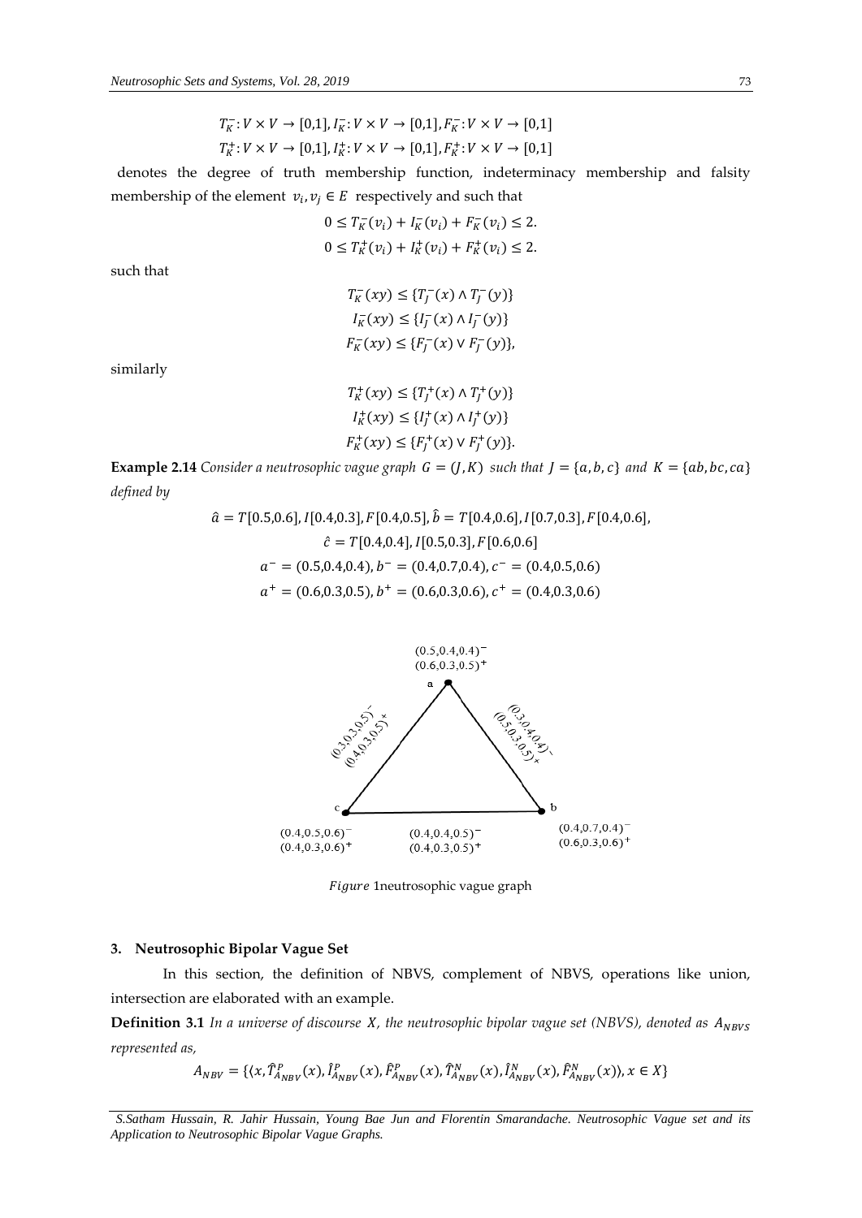$$T_K^-: V \times V \to [0,1], I_K^-: V \times V \to [0,1], F_K^-: V \times V \to [0,1]$$

$$T_K^+: V \times V \to [0,1], I_K^+: V \times V \to [0,1], F_K^+: V \times V \to [0,1]$$

denotes the degree of truth membership function, indeterminacy membership and falsity membership of the element $v_i, v_j \in E$ respectively and such that

$$0 \leq T_K^-(v_i) + I_K^-(v_i) + F_K^-(v_i) \leq 2.$$

$$0 \leq T_K^+(v_i) + I_K^+(v_i) + F_K^+(v_i) \leq 2.$$

such that

$$T_K^-(xy) \leq \{T_J^-(x) \wedge T_J^-(y)\}$$

$$I_K^-(xy) \leq \{I_J^-(x) \wedge I_J^-(y)\}$$

$$F_K^-(xy) \leq \{F_J^-(x) \vee F_J^-(y)\},$$

similarly

$$T_K^+(xy) \leq \{T_J^+(x) \wedge T_J^+(y)\}$$

$$I_K^+(xy) \leq \{I_J^+(x) \wedge I_J^+(y)\}$$

$$F_K^+(xy) \leq \{F_J^+(x) \vee F_J^+(y)\}.$$

**Example 2.14** *Consider a neutrosophic vague graph $G = (J, K)$ such that $J = \{a, b, c\}$ and $K = \{ab, bc, ca\}$ defined by*

$$\hat{a} = T[0.5,0.6], I[0.4,0.3], F[0.4,0.5], \hat{b} = T[0.4,0.6], I[0.7,0.3], F[0.4,0.6],$$

$$\hat{c} = T[0.4,0.4], I[0.5,0.3], F[0.6,0.6]$$

$$a^- = (0.5,0.4,0.4), b^- = (0.4,0.7,0.4), c^- = (0.4,0.5,0.6)$$

$$a^+ = (0.6,0.3,0.5), b^+ = (0.6,0.3,0.6), c^+ = (0.4,0.3,0.6)$$

*Figure* 1neutrosophic vague graph

## 3. Neutrosophic Bipolar Vague Set

In this section, the definition of NBVS, complement of NBVS, operations like union, intersection are elaborated with an example.

**Definition 3.1** *In a universe of discourse $X$, the neutrosophic bipolar vague set (NBVS), denoted as $A_{NBVS}$ represented as,*

$$A_{NBV} = \{\langle x, \hat{T}_{A_{NBV}}^P(x), \hat{I}_{A_{NBV}}^P(x), \hat{F}_{A_{NBV}}^P(x), \hat{T}_{A_{NBV}}^N(x), \hat{I}_{A_{NBV}}^N(x), \hat{F}_{A_{NBV}}^N(x)\rangle, x \in X\}$$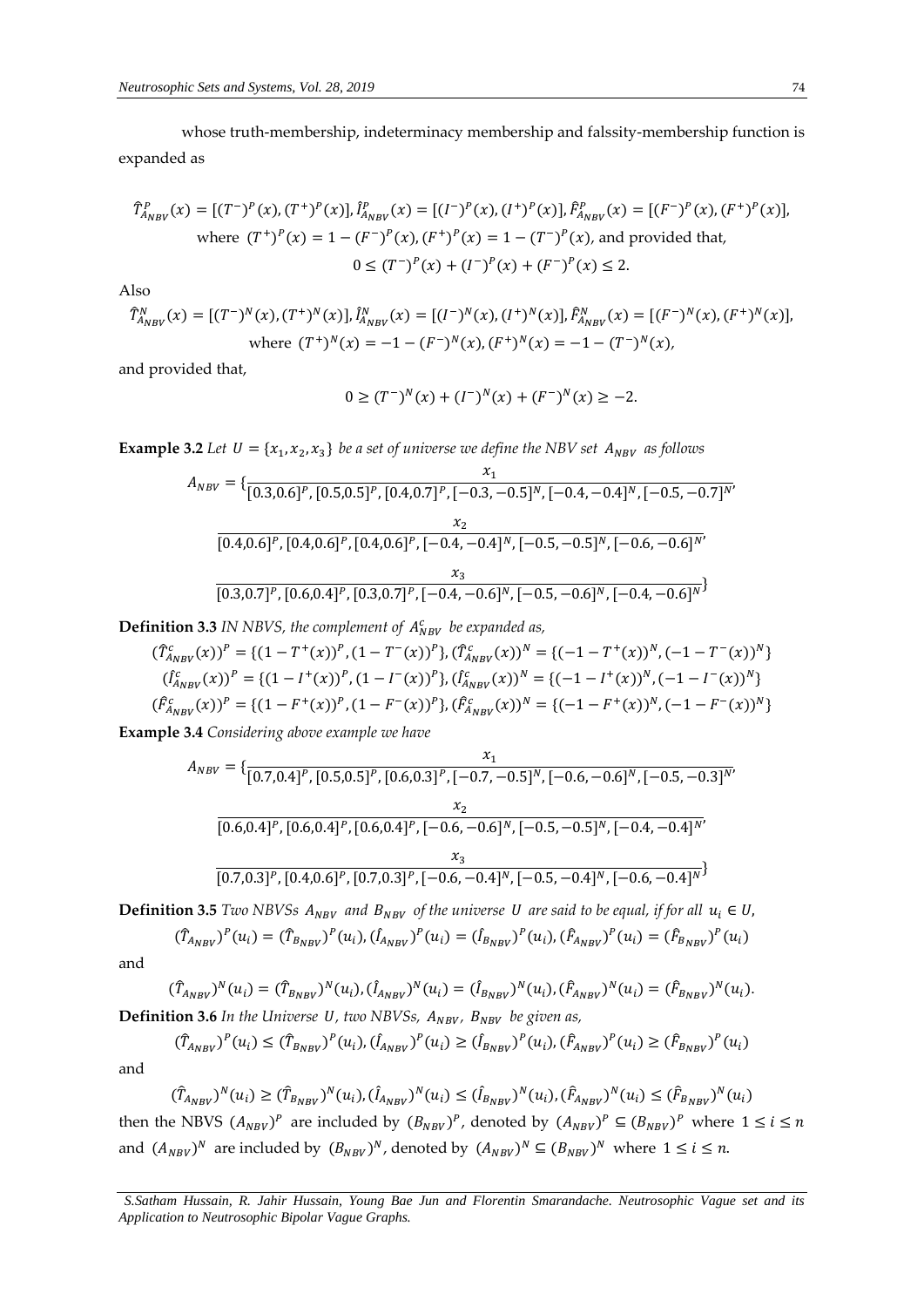whose truth-membership, indeterminacy membership and falssity-membership function is expanded as

$$\hat{T}^{P}_{A_{NBV}}(x) = [(T^{-})^{P}(x), (T^{+})^{P}(x)], \hat{I}^{P}_{A_{NBV}}(x) = [(I^{-})^{P}(x), (I^{+})^{P}(x)], \hat{F}^{P}_{A_{NBV}}(x) = [(F^{-})^{P}(x), (F^{+})^{P}(x)],$$

where $(T^{+})^{P}(x) = 1 - (F^{-})^{P}(x), (F^{+})^{P}(x) = 1 - (T^{-})^{P}(x)$, and provided that,

$$0 \leq (T^{-})^{P}(x) + (I^{-})^{P}(x) + (F^{-})^{P}(x) \leq 2.$$

Also

$$\hat{T}^{N}_{A_{NBV}}(x) = [(T^{-})^{N}(x), (T^{+})^{N}(x)], \hat{I}^{N}_{A_{NBV}}(x) = [(I^{-})^{N}(x), (I^{+})^{N}(x)], \hat{F}^{N}_{A_{NBV}}(x) = [(F^{-})^{N}(x), (F^{+})^{N}(x)],$$

where $(T^{+})^{N}(x) = -1 - (F^{-})^{N}(x), (F^{+})^{N}(x) = -1 - (T^{-})^{N}(x)$,

and provided that,

$$0 \geq (T^{-})^{N}(x) + (I^{-})^{N}(x) + (F^{-})^{N}(x) \geq -2.$$

**Example 3.2** *Let $U = \{x_1, x_2, x_3\}$ be a set of universe we define the NBV set $A_{NBV}$ as follows*

$$A_{NBV} = \{\frac{x_1}{[0.3,0.6]^P, [0.5,0.5]^P, [0.4,0.7]^P, [-0.3, -0.5]^N, [-0.4, -0.4]^N, [-0.5, -0.7]^N},$$

$$\frac{x_2}{[0.4,0.6]^P, [0.4,0.6]^P, [0.4,0.6]^P, [-0.4, -0.4]^N, [-0.5, -0.5]^N, [-0.6, -0.6]^N},$$

$$\frac{x_3}{[0.3,0.7]^P, [0.6,0.4]^P, [0.3,0.7]^P, [-0.4, -0.6]^N, [-0.5, -0.6]^N, [-0.4, -0.6]^N}\}$$

**Definition 3.3** *IN NBVS, the complement of $A^c_{NBV}$ be expanded as,*

$$(\hat{T}^{c}_{A_{NBV}}(x))^P = \{(1 - T^{+}(x))^P, (1 - T^{-}(x))^P\}, (\hat{T}^{c}_{A_{NBV}}(x))^N = \{(-1 - T^{+}(x))^N, (-1 - T^{-}(x))^N\}$$

$$(\hat{I}^{c}_{A_{NBV}}(x))^P = \{(1 - I^{+}(x))^P, (1 - I^{-}(x))^P\}, (\hat{I}^{c}_{A_{NBV}}(x))^N = \{(-1 - I^{+}(x))^N, (-1 - I^{-}(x))^N\}$$

$$(\hat{F}^{c}_{A_{NBV}}(x))^P = \{(1 - F^{+}(x))^P, (1 - F^{-}(x))^P\}, (\hat{F}^{c}_{A_{NBV}}(x))^N = \{(-1 - F^{+}(x))^N, (-1 - F^{-}(x))^N\}$$

**Example 3.4** *Considering above example we have*

$$A_{NBV} = \{\frac{x_1}{[0.7,0.4]^P, [0.5,0.5]^P, [0.6,0.3]^P, [-0.7, -0.5]^N, [-0.6, -0.6]^N, [-0.5, -0.3]^N},$$

$$\frac{x_2}{[0.6,0.4]^P, [0.6,0.4]^P, [0.6,0.4]^P, [-0.6, -0.6]^N, [-0.5, -0.5]^N, [-0.4, -0.4]^N},$$

$$\frac{x_3}{[0.7,0.3]^P, [0.4,0.6]^P, [0.7,0.3]^P, [-0.6, -0.4]^N, [-0.5, -0.4]^N, [-0.6, -0.4]^N}\}$$

**Definition 3.5** *Two NBVSs $A_{NBV}$ and $B_{NBV}$ of the universe $U$ are said to be equal, if for all $u_i \in U$,*

$$(\hat{T}_{A_{NBV}})^P(u_i) = (\hat{T}_{B_{NBV}})^P(u_i), (\hat{I}_{A_{NBV}})^P(u_i) = (\hat{I}_{B_{NBV}})^P(u_i), (\hat{F}_{A_{NBV}})^P(u_i) = (\hat{F}_{B_{NBV}})^P(u_i)$$

and

$$(\hat{T}_{A_{NBV}})^N(u_i) = (\hat{T}_{B_{NBV}})^N(u_i), (\hat{I}_{A_{NBV}})^N(u_i) = (\hat{I}_{B_{NBV}})^N(u_i), (\hat{F}_{A_{NBV}})^N(u_i) = (\hat{F}_{B_{NBV}})^N(u_i).$$

**Definition 3.6** *In the Universe $U$, two NBVSs, $A_{NBV}$, $B_{NBV}$ be given as,*

$$(\hat{T}_{A_{NBV}})^P(u_i) \leq (\hat{T}_{B_{NBV}})^P(u_i), (\hat{I}_{A_{NBV}})^P(u_i) \geq (\hat{I}_{B_{NBV}})^P(u_i), (\hat{F}_{A_{NBV}})^P(u_i) \geq (\hat{F}_{B_{NBV}})^P(u_i)$$

and

$$(\hat{T}_{A_{NBV}})^N(u_i) \geq (\hat{T}_{B_{NBV}})^N(u_i), (\hat{I}_{A_{NBV}})^N(u_i) \leq (\hat{I}_{B_{NBV}})^N(u_i), (\hat{F}_{A_{NBV}})^N(u_i) \leq (\hat{F}_{B_{NBV}})^N(u_i)$$

then the NBVS $(A_{NBV})^P$ are included by $(B_{NBV})^P$, denoted by $(A_{NBV})^P \subseteq (B_{NBV})^P$ where $1 \leq i \leq n$ and $(A_{NBV})^N$ are included by $(B_{NBV})^N$, denoted by $(A_{NBV})^N \subseteq (B_{NBV})^N$ where $1 \leq i \leq n$.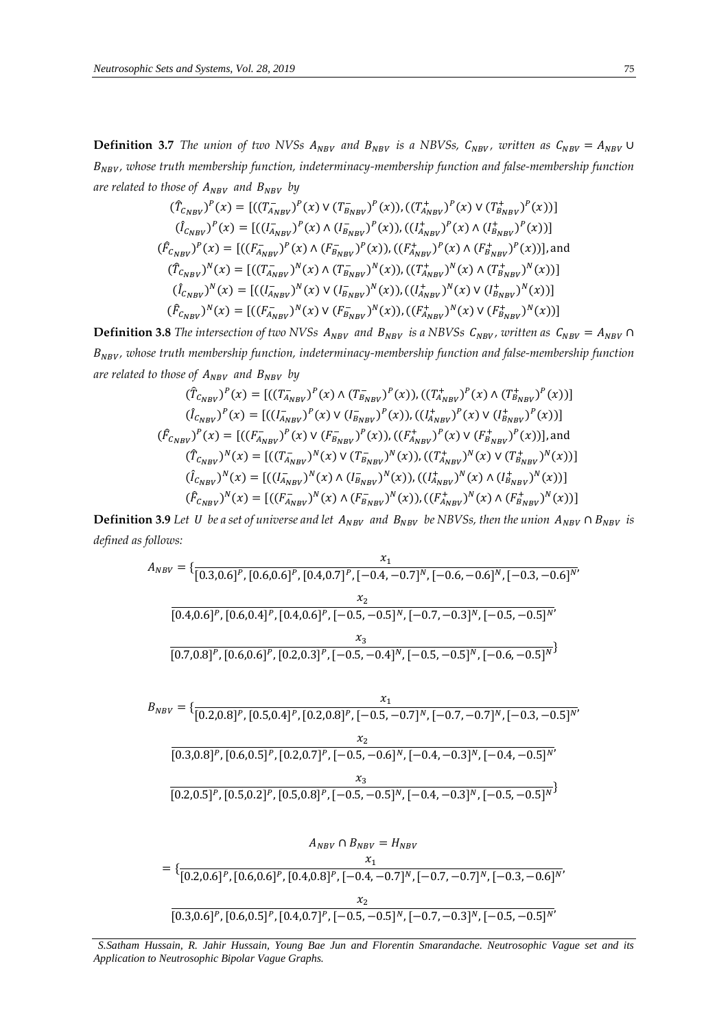**Definition 3.7** *The union of two NVSs $A_{NBV}$ and $B_{NBV}$ is a NBVSs, $C_{NBV}$, written as $C_{NBV} = A_{NBV} \cup B_{NBV}$, whose truth membership function, indeterminacy-membership function and false-membership function are related to those of $A_{NBV}$ and $B_{NBV}$ by*

$$(\hat{T}_{C_{NBV}})^P(x) = [((T^-_{A_{NBV}})^P(x) \vee (T^-_{B_{NBV}})^P(x)), ((T^+_{A_{NBV}})^P(x) \vee (T^+_{B_{NBV}})^P(x))]$$

$$(\hat{I}_{C_{NBV}})^P(x) = [((I^-_{A_{NBV}})^P(x) \wedge (I^-_{B_{NBV}})^P(x)), ((I^+_{A_{NBV}})^P(x) \wedge (I^+_{B_{NBV}})^P(x))]$$

$$(\hat{F}_{C_{NBV}})^P(x) = [((F^-_{A_{NBV}})^P(x) \wedge (F^-_{B_{NBV}})^P(x)), ((F^+_{A_{NBV}})^P(x) \wedge (F^+_{B_{NBV}})^P(x))], \text{and}$$

$$(\hat{T}_{C_{NBV}})^N(x) = [((T^-_{A_{NBV}})^N(x) \wedge (T^-_{B_{NBV}})^N(x)), ((T^+_{A_{NBV}})^N(x) \wedge (T^+_{B_{NBV}})^N(x))]$$

$$(\hat{I}_{C_{NBV}})^N(x) = [((I^-_{A_{NBV}})^N(x) \vee (I^-_{B_{NBV}})^N(x)), ((I^+_{A_{NBV}})^N(x) \vee (I^+_{B_{NBV}})^N(x))]$$

$$(\hat{F}_{C_{NBV}})^N(x) = [((F^-_{A_{NBV}})^N(x) \vee (F^-_{B_{NBV}})^N(x)), ((F^+_{A_{NBV}})^N(x) \vee (F^+_{B_{NBV}})^N(x))]$$

**Definition 3.8** *The intersection of two NVSs $A_{NBV}$ and $B_{NBV}$ is a NBVSs $C_{NBV}$, written as $C_{NBV} = A_{NBV} \cap B_{NBV}$, whose truth membership function, indeterminacy-membership function and false-membership function are related to those of $A_{NBV}$ and $B_{NBV}$ by*

$$(\hat{T}_{C_{NBV}})^P(x) = [((T^-_{A_{NBV}})^P(x) \wedge (T^-_{B_{NBV}})^P(x)), ((T^+_{A_{NBV}})^P(x) \wedge (T^+_{B_{NBV}})^P(x))]$$

$$(\hat{I}_{C_{NBV}})^P(x) = [((I^-_{A_{NBV}})^P(x) \vee (I^-_{B_{NBV}})^P(x)), ((I^+_{A_{NBV}})^P(x) \vee (I^+_{B_{NBV}})^P(x))]$$

$$(\hat{F}_{C_{NBV}})^P(x) = [((F^-_{A_{NBV}})^P(x) \vee (F^-_{B_{NBV}})^P(x)), ((F^+_{A_{NBV}})^P(x) \vee (F^+_{B_{NBV}})^P(x))], \text{and}$$

$$(\hat{T}_{C_{NBV}})^N(x) = [((T^-_{A_{NBV}})^N(x) \vee (T^-_{B_{NBV}})^N(x)), ((T^+_{A_{NBV}})^N(x) \vee (T^+_{B_{NBV}})^N(x))]$$

$$(\hat{I}_{C_{NBV}})^N(x) = [((I^-_{A_{NBV}})^N(x) \wedge (I^-_{B_{NBV}})^N(x)), ((I^+_{A_{NBV}})^N(x) \wedge (I^+_{B_{NBV}})^N(x))]$$

$$(\hat{F}_{C_{NBV}})^N(x) = [((F^-_{A_{NBV}})^N(x) \wedge (F^-_{B_{NBV}})^N(x)), ((F^+_{A_{NBV}})^N(x) \wedge (F^+_{B_{NBV}})^N(x))]$$

**Definition 3.9** *Let $U$ be a set of universe and let $A_{NBV}$ and $B_{NBV}$ be NBVSs, then the union $A_{NBV} \cap B_{NBV}$ is defined as follows:*

$$A_{NBV} = \{\frac{x_1}{[0.3,0.6]^P, [0.6,0.6]^P, [0.4,0.7]^P, [-0.4,-0.7]^N, [-0.6,-0.6]^N, [-0.3,-0.6]^N},$$

$$\frac{x_2}{[0.4,0.6]^P, [0.6,0.4]^P, [0.4,0.6]^P, [-0.5,-0.5]^N, [-0.7,-0.3]^N, [-0.5,-0.5]^N},$$

$$\frac{x_3}{[0.7,0.8]^P, [0.6,0.6]^P, [0.2,0.3]^P, [-0.5,-0.4]^N, [-0.5,-0.5]^N, [-0.6,-0.5]^N}\}$$

$$B_{NBV} = \{\frac{x_1}{[0.2,0.8]^P, [0.5,0.4]^P, [0.2,0.8]^P, [-0.5,-0.7]^N, [-0.7,-0.7]^N, [-0.3,-0.5]^N},$$

$$\frac{x_2}{[0.3,0.8]^P, [0.6,0.5]^P, [0.2,0.7]^P, [-0.5,-0.6]^N, [-0.4,-0.3]^N, [-0.4,-0.5]^N},$$

$$\frac{x_3}{[0.2,0.5]^P, [0.5,0.2]^P, [0.5,0.8]^P, [-0.5,-0.5]^N, [-0.4,-0.3]^N, [-0.5,-0.5]^N}\}$$

$$A_{NBV} \cap B_{NBV} = H_{NBV}$$

$$= \{\frac{x_1}{[0.2,0.6]^P, [0.6,0.6]^P, [0.4,0.8]^P, [-0.4,-0.7]^N, [-0.7,-0.7]^N, [-0.3,-0.6]^N},$$

$$\frac{x_2}{[0.3,0.6]^P, [0.6,0.5]^P, [0.4,0.7]^P, [-0.5,-0.5]^N, [-0.7,-0.3]^N, [-0.5,-0.5]^N},$$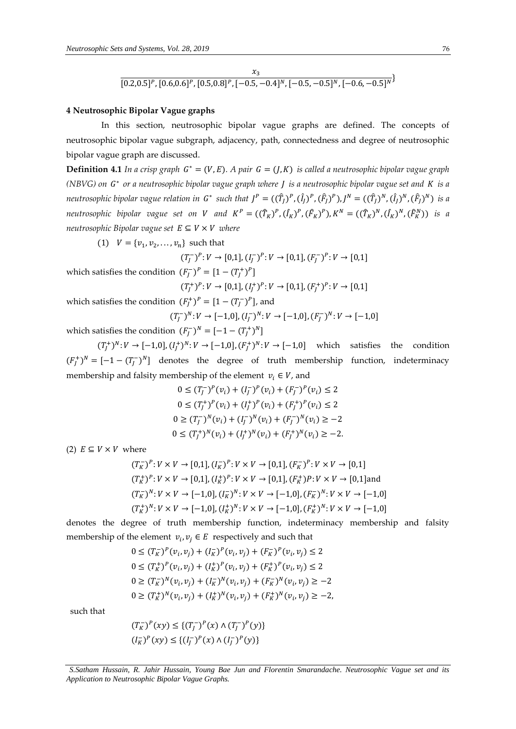$$\frac{x_3}{[0.2,0.5]^P, [0.6,0.6]^P, [0.5,0.8]^P, [-0.5,-0.4]^N, [-0.5,-0.5]^N, [-0.6,-0.5]^N}\}$$

**4 Neutrosophic Bipolar Vague graphs**

In this section, neutrosophic bipolar vague graphs are defined. The concepts of neutrosophic bipolar vague subgraph, adjacency, path, connectedness and degree of neutrosophic bipolar vague graph are discussed.

**Definition 4.1** *In a crisp graph $G^* = (V, E)$. A pair $G = (J, K)$ is called a neutrosophic bipolar vague graph (NBVG) on $G^*$ or a neutrosophic bipolar vague graph where $J$ is a neutrosophic bipolar vague set and $K$ is a neutrosophic bipolar vague relation in $G^*$ such that $J^P = ((\hat{T}_J)^P, (\hat{I}_J)^P, (\hat{F}_J)^P), J^N = ((\hat{T}_J)^N, (\hat{I}_J)^N, (\hat{F}_J)^N)$ is a neutrosophic bipolar vague set on $V$ and $K^P = ((\hat{T}_K)^P, (\hat{I}_K)^P, (\hat{F}_K)^P), K^N = ((\hat{T}_K)^N, (\hat{I}_K)^N, (\hat{F}_K^N))$ is a neutrosophic Bipolar vague set $E \subseteq V \times V$ where*

(1) $V = \{v_1, v_2, \ldots, v_n\}$ such that

$$(T_J^-)^P : V \to [0,1], (I_J^-)^P : V \to [0,1], (F_J^-)^P : V \to [0,1]$$

which satisfies the condition $(F_J^-)^P = [1 - (T_J^+)^P]$

$$(T_J^+)^P : V \to [0,1], (I_J^+)^P : V \to [0,1], (F_J^+)^P : V \to [0,1]$$

which satisfies the condition $(F_J^+)^P = [1 - (T_J^-)^P]$, and

$$(T_J^-)^N : V \to [-1,0], (I_J^-)^N : V \to [-1,0], (F_J^-)^N : V \to [-1,0]$$

which satisfies the condition $(F_J^-)^N = [-1 - (T_J^+)^N]$

$(T_J^+)^N : V \to [-1,0], (I_J^+)^N : V \to [-1,0], (F_J^+)^N : V \to [-1,0]$ which satisfies the condition $(F_J^+)^N = [-1 - (T_J^-)^N]$ denotes the degree of truth membership function, indeterminacy membership and falsity membership of the element $v_i \in V$, and

$$0 \le (T_J^-)^P(v_i) + (I_J^-)^P(v_i) + (F_J^-)^P(v_i) \le 2$$
$$0 \le (T_J^+)^P(v_i) + (I_J^+)^P(v_i) + (F_J^+)^P(v_i) \le 2$$
$$0 \ge (T_J^-)^N(v_i) + (I_J^-)^N(v_i) + (F_J^-)^N(v_i) \ge -2$$
$$0 \le (T_J^+)^N(v_i) + (I_J^+)^N(v_i) + (F_J^+)^N(v_i) \ge -2.$$

(2) $E \subseteq V \times V$ where

$$(T_K^-)^P : V \times V \to [0,1], (I_K^-)^P : V \times V \to [0,1], (F_K^-)^P : V \times V \to [0,1]$$
$$(T_K^+)^P : V \times V \to [0,1], (I_K^+)^P : V \times V \to [0,1], (F_K^+)P : V \times V \to [0,1] \text{and}$$
$$(T_K^-)^N : V \times V \to [-1,0], (I_K^-)^N : V \times V \to [-1,0], (F_K^-)^N : V \times V \to [-1,0]$$
$$(T_K^+)^N : V \times V \to [-1,0], (I_K^+)^N : V \times V \to [-1,0], (F_K^+)^N : V \times V \to [-1,0]$$

denotes the degree of truth membership function, indeterminacy membership and falsity membership of the element $v_i, v_j \in E$ respectively and such that

$$0 \le (T_K^-)^P(v_i, v_j) + (I_K^-)^P(v_i, v_j) + (F_K^-)^P(v_i, v_j) \le 2$$
$$0 \le (T_K^+)^P(v_i, v_j) + (I_K^+)^P(v_i, v_j) + (F_K^+)^P(v_i, v_j) \le 2$$
$$0 \ge (T_K^-)^N(v_i, v_j) + (I_K^-)^N(v_i, v_j) + (F_K^-)^N(v_i, v_j) \ge -2$$
$$0 \ge (T_K^+)^N(v_i, v_j) + (I_K^+)^N(v_i, v_j) + (F_K^+)^N(v_i, v_j) \ge -2,$$

such that

$$(T_K^-)^P(xy) \le \{(T_J^-)^P(x) \wedge (T_J^-)^P(y)\}$$
$$(I_K^-)^P(xy) \le \{(I_J^-)^P(x) \wedge (I_J^-)^P(y)\}$$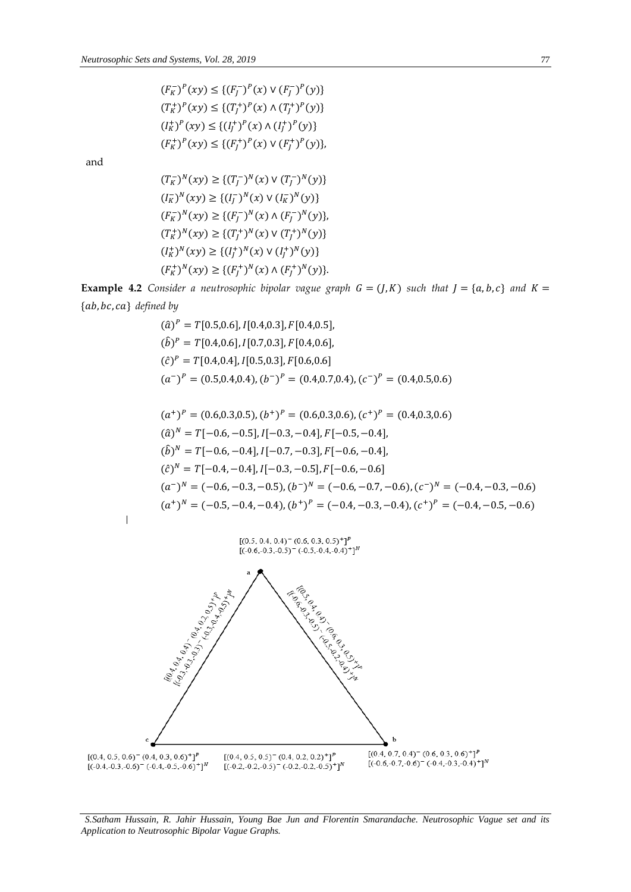$$(F_K^-)^P(xy) \leq \{(F_J^-)^P(x) \vee (F_J^-)^P(y)\}$$
$$(T_K^+)^P(xy) \leq \{(T_J^+)^P(x) \wedge (T_J^+)^P(y)\}$$
$$(I_K^+)^P(xy) \leq \{(I_J^+)^P(x) \wedge (I_J^+)^P(y)\}$$
$$(F_K^+)^P(xy) \leq \{(F_J^+)^P(x) \vee (F_J^+)^P(y)\},$$

and

$$(T_K^-)^N(xy) \geq \{(T_J^-)^N(x) \vee (T_J^-)^N(y)\}$$
$$(I_K^-)^N(xy) \geq \{(I_J^-)^N(x) \vee (I_K^-)^N(y)\}$$
$$(F_K^-)^N(xy) \geq \{(F_J^-)^N(x) \wedge (F_J^-)^N(y)\},$$
$$(T_K^+)^N(xy) \geq \{(T_J^+)^N(x) \vee (T_J^+)^N(y)\}$$
$$(I_K^+)^N(xy) \geq \{(I_J^+)^N(x) \vee (I_J^+)^N(y)\}$$
$$(F_K^+)^N(xy) \geq \{(F_J^+)^N(x) \wedge (F_J^+)^N(y)\}.$$

**Example 4.2** *Consider a neutrosophic bipolar vague graph $G = (J, K)$ such that $J = \{a, b, c\}$ and $K = \{ab, bc, ca\}$ defined by*

$$(\hat{a})^P = T[0.5, 0.6], I[0.4, 0.3], F[0.4, 0.5],$$
$$(\hat{b})^P = T[0.4, 0.6], I[0.7, 0.3], F[0.4, 0.6],$$
$$(\hat{c})^P = T[0.4, 0.4], I[0.5, 0.3], F[0.6, 0.6]$$
$$(a^-)^P = (0.5, 0.4, 0.4), (b^-)^P = (0.4, 0.7, 0.4), (c^-)^P = (0.4, 0.5, 0.6)$$

$$(a^+)^P = (0.6, 0.3, 0.5), (b^+)^P = (0.6, 0.3, 0.6), (c^+)^P = (0.4, 0.3, 0.6)$$
$$(\hat{a})^N = T[-0.6, -0.5], I[-0.3, -0.4], F[-0.5, -0.4],$$
$$(\hat{b})^N = T[-0.6, -0.4], I[-0.7, -0.3], F[-0.6, -0.4],$$
$$(\hat{c})^N = T[-0.4, -0.4], I[-0.3, -0.5], F[-0.6, -0.6]$$
$$(a^-)^N = (-0.6, -0.3, -0.5), (b^-)^N = (-0.6, -0.7, -0.6), (c^-)^N = (-0.4, -0.3, -0.6)$$
$$(a^+)^N = (-0.5, -0.4, -0.4), (b^+)^P = (-0.4, -0.3, -0.4), (c^+)^P = (-0.4, -0.5, -0.6)$$

a: $[(0.5, 0.4, 0.4)^- (0.6, 0.3, 0.5)^+]^P$ $[(-0.6, -0.3, -0.5)^- (-0.5, -0.4, -0.4)^+]^N$

ab: $[(0.5, 0.4, 0.4)^- (0.6, 0.3, 0.5)^+]^P$ $[(-0.6, -0.3, -0.5)^- (-0.5, -0.2, -0.4)^+]^N$

ca: $[(0.4, 0.4, 0.4)^- (0.4, 0.2, 0.5)^+]^P$ $[(-0.3, -0.3, -0.3)^- (-0.3, -0.4, -0.5)^+]^N$

c: $[(0.4, 0.5, 0.6)^- (0.4, 0.3, 0.6)^+]^P$ $[(-0.4, -0.3, -0.6)^- (-0.4, -0.5, -0.6)^+]^N$

bc: $[(0.4, 0.5, 0.5)^- (0.4, 0.2, 0.2)^+]^P$ $[(-0.2, -0.2, -0.5)^- (-0.2, -0.2, -0.5)^+]^N$

b: $[(0.4, 0.7, 0.4)^- (0.6, 0.3, 0.6)^+]^P$ $[(-0.6, -0.7, -0.6)^- (-0.4, -0.3, -0.4)^+]^N$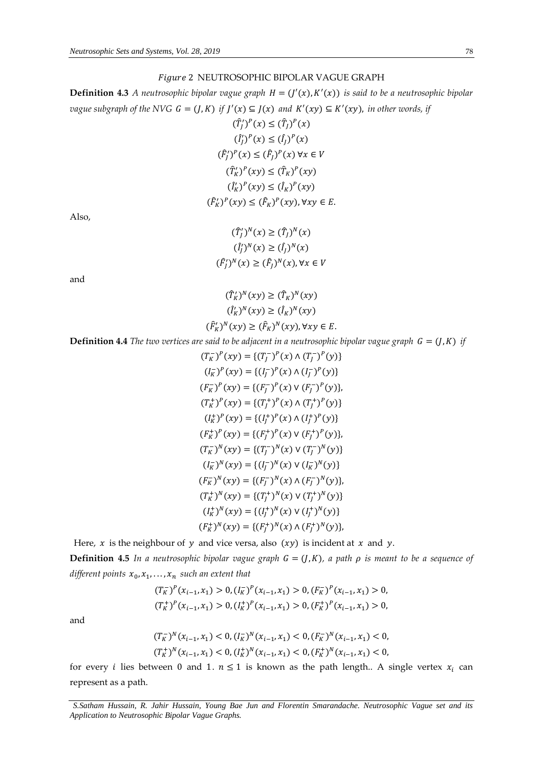*Figure* 2 NEUTROSOPHIC BIPOLAR VAGUE GRAPH

**Definition 4.3** *A neutrosophic bipolar vague graph $H = (J'(x), K'(x))$ is said to be a neutrosophic bipolar vague subgraph of the NVG $G = (J, K)$ if $J'(x) \subseteq J(x)$ and $K'(xy) \subseteq K'(xy)$, in other words, if*

$$(\hat{T}_J')^P(x) \leq (\hat{T}_J)^P(x)$$
$$(\hat{I}_J')^P(x) \leq (\hat{I}_J)^P(x)$$
$$(\hat{F}_J')^P(x) \leq (\hat{F}_J)^P(x)\ \forall x \in V$$
$$(\hat{T}_K')^P(xy) \leq (\hat{T}_K)^P(xy)$$
$$(\hat{I}_K')^P(xy) \leq (\hat{I}_K)^P(xy)$$
$$(\hat{F}_K')^P(xy) \leq (\hat{F}_K)^P(xy), \forall xy \in E.$$

Also,

$$(\hat{T}_J')^N(x) \geq (\hat{T}_J)^N(x)$$
$$(\hat{I}_J')^N(x) \geq (\hat{I}_J)^N(x)$$
$$(\hat{F}_J')^N(x) \geq (\hat{F}_J)^N(x), \forall x \in V$$

and

$$(\hat{T}_K')^N(xy) \geq (\hat{T}_K)^N(xy)$$
$$(\hat{I}_K')^N(xy) \geq (\hat{I}_K)^N(xy)$$
$$(\hat{F}_K')^N(xy) \geq (\hat{F}_K)^N(xy), \forall xy \in E.$$

**Definition 4.4** *The two vertices are said to be adjacent in a neutrosophic bipolar vague graph $G = (J, K)$ if*

$$(T_K^-)^P(xy) = \{(T_J^-)^P(x) \wedge (T_J^-)^P(y)\}$$
$$(I_K^-)^P(xy) = \{(I_J^-)^P(x) \wedge (I_J^-)^P(y)\}$$
$$(F_K^-)^P(xy) = \{(F_J^-)^P(x) \vee (F_J^-)^P(y)\},$$
$$(T_K^+)^P(xy) = \{(T_J^+)^P(x) \wedge (T_J^+)^P(y)\}$$
$$(I_K^+)^P(xy) = \{(I_J^+)^P(x) \wedge (I_J^+)^P(y)\}$$
$$(F_K^+)^P(xy) = \{(F_J^+)^P(x) \vee (F_J^+)^P(y)\},$$
$$(T_K^-)^N(xy) = \{(T_J^-)^N(x) \vee (T_J^-)^N(y)\}$$
$$(I_K^-)^N(xy) = \{(I_J^-)^N(x) \vee (I_K^-)^N(y)\}$$
$$(F_K^-)^N(xy) = \{(F_J^-)^N(x) \wedge (F_J^-)^N(y)\},$$
$$(T_K^+)^N(xy) = \{(T_J^+)^N(x) \vee (T_J^+)^N(y)\}$$
$$(I_K^+)^N(xy) = \{(I_J^+)^N(x) \vee (I_J^+)^N(y)\}$$
$$(F_K^+)^N(xy) = \{(F_J^+)^N(x) \wedge (F_J^+)^N(y)\},$$

Here, $x$ is the neighbour of $y$ and vice versa, also $(xy)$ is incident at $x$ and $y$.

**Definition 4.5** *In a neutrosophic bipolar vague graph $G = (J, K)$, a path $\rho$ is meant to be a sequence of different points $x_0, x_1, \ldots, x_n$ such an extent that*

$$(T_K^-)^P(x_{i-1}, x_1) > 0, (I_K^-)^P(x_{i-1}, x_1) > 0, (F_K^-)^P(x_{i-1}, x_1) > 0,$$
$$(T_K^+)^P(x_{i-1}, x_1) > 0, (I_K^+)^P(x_{i-1}, x_1) > 0, (F_K^+)^P(x_{i-1}, x_1) > 0,$$

and

$$(T_K^-)^N(x_{i-1}, x_1) < 0, (I_K^-)^N(x_{i-1}, x_1) < 0, (F_K^-)^N(x_{i-1}, x_1) < 0,$$
$$(T_K^+)^N(x_{i-1}, x_1) < 0, (I_K^+)^N(x_{i-1}, x_1) < 0, (F_K^+)^N(x_{i-1}, x_1) < 0,$$

for every $i$ lies between 0 and 1. $n \leq 1$ is known as the path length.. A single vertex $x_i$ can represent as a path.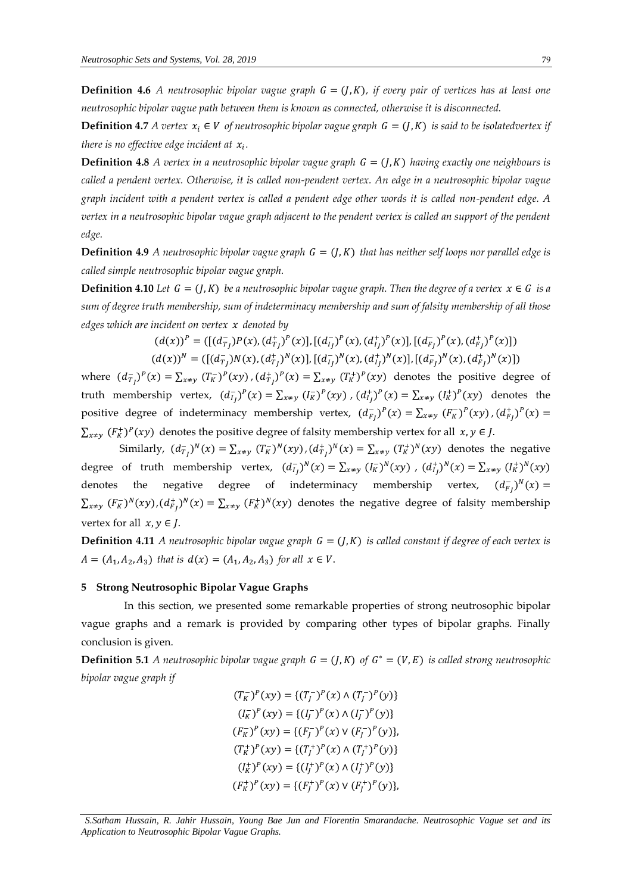**Definition 4.6** *A neutrosophic bipolar vague graph $G = (J, K)$, if every pair of vertices has at least one neutrosophic bipolar vague path between them is known as connected, otherwise it is disconnected.*

**Definition 4.7** *A vertex $x_i \in V$ of neutrosophic bipolar vague graph $G = (J, K)$ is said to be isolatedvertex if there is no effective edge incident at $x_i$.*

**Definition 4.8** *A vertex in a neutrosophic bipolar vague graph $G = (J, K)$ having exactly one neighbours is called a pendent vertex. Otherwise, it is called non-pendent vertex. An edge in a neutrosophic bipolar vague graph incident with a pendent vertex is called a pendent edge other words it is called non-pendent edge. A vertex in a neutrosophic bipolar vague graph adjacent to the pendent vertex is called an support of the pendent edge.*

**Definition 4.9** *A neutrosophic bipolar vague graph $G = (J, K)$ that has neither self loops nor parallel edge is called simple neutrosophic bipolar vague graph.*

**Definition 4.10** *Let $G = (J, K)$ be a neutrosophic bipolar vague graph. Then the degree of a vertex $x \in G$ is a sum of degree truth membership, sum of indeterminacy membership and sum of falsity membership of all those edges which are incident on vertex $x$ denoted by*

$$(d(x))^P = ([(d_{T_J}^-)P(x), (d_{T_J}^+)^P(x)], [(d_{I_J}^-)^P(x), (d_{I_J}^+)^P(x)], [(d_{F_J}^-)^P(x), (d_{F_J}^+)^P(x)])$$

$$(d(x))^N = ([(d_{T_J}^-)N(x), (d_{T_J}^+)^N(x)], [(d_{I_J}^-)^N(x), (d_{I_J}^+)^N(x)], [(d_{F_J}^-)^N(x), (d_{F_J}^+)^N(x)])$$

where $(d_{T_J}^-)^P(x) = \sum_{x \neq y} (T_K^-)^P(xy)$, $(d_{T_J}^+)^P(x) = \sum_{x \neq y} (T_K^+)^P(xy)$ denotes the positive degree of truth membership vertex, $(d_{I_J}^-)^P(x) = \sum_{x \neq y} (I_K^-)^P(xy)$, $(d_{I_J}^+)^P(x) = \sum_{x \neq y} (I_K^+)^P(xy)$ denotes the positive degree of indeterminacy membership vertex, $(d_{F_J}^-)^P(x) = \sum_{x \neq y} (F_K^-)^P(xy)$, $(d_{F_J}^+)^P(x) = \sum_{x \neq y} (F_K^+)^P(xy)$ denotes the positive degree of falsity membership vertex for all $x, y \in J$.

Similarly, $(d_{T_J}^-)^N(x) = \sum_{x \neq y} (T_K^-)^N(xy)$, $(d_{T_J}^+)^N(x) = \sum_{x \neq y} (T_K^+)^N(xy)$ denotes the negative degree of truth membership vertex, $(d_{I_J}^-)^N(x) = \sum_{x \neq y} (I_K^-)^N(xy)$, $(d_{I_J}^+)^N(x) = \sum_{x \neq y} (I_K^+)^N(xy)$ denotes the negative degree of indeterminacy membership vertex, $(d_{F_J}^-)^N(x) = \sum_{x \neq y} (F_K^-)^N(xy)$, $(d_{F_J}^+)^N(x) = \sum_{x \neq y} (F_K^+)^N(xy)$ denotes the negative degree of falsity membership vertex for all $x, y \in J$.

**Definition 4.11** *A neutrosophic bipolar vague graph $G = (J, K)$ is called constant if degree of each vertex is $A = (A_1, A_2, A_3)$ that is $d(x) = (A_1, A_2, A_3)$ for all $x \in V$.*

## 5 Strong Neutrosophic Bipolar Vague Graphs

In this section, we presented some remarkable properties of strong neutrosophic bipolar vague graphs and a remark is provided by comparing other types of bipolar graphs. Finally conclusion is given.

**Definition 5.1** *A neutrosophic bipolar vague graph $G = (J, K)$ of $G^* = (V, E)$ is called strong neutrosophic bipolar vague graph if*

$$(T_K^-)^P(xy) = \{(T_J^-)^P(x) \wedge (T_J^-)^P(y)\}$$

$$(I_K^-)^P(xy) = \{(I_J^-)^P(x) \wedge (I_J^-)^P(y)\}$$

$$(F_K^-)^P(xy) = \{(F_J^-)^P(x) \vee (F_J^-)^P(y)\},$$

$$(T_K^+)^P(xy) = \{(T_J^+)^P(x) \wedge (T_J^+)^P(y)\}$$

$$(I_K^+)^P(xy) = \{(I_J^+)^P(x) \wedge (I_J^+)^P(y)\}$$

$$(F_K^+)^P(xy) = \{(F_J^+)^P(x) \vee (F_J^+)^P(y)\},$$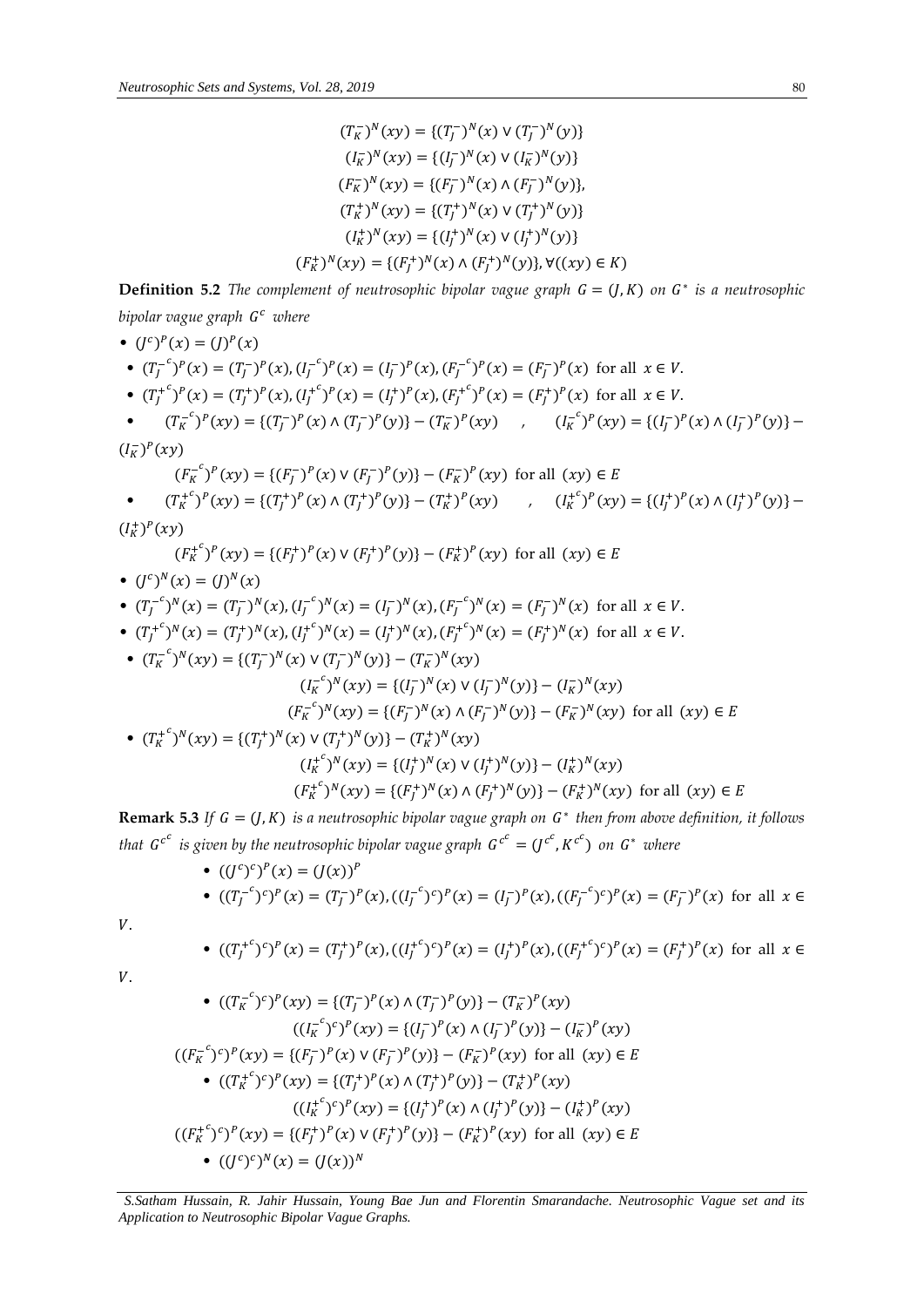$$(T_K^-)^N(xy) = \{(T_J^-)^N(x) \vee (T_J^-)^N(y)\}$$
$$(I_K^-)^N(xy) = \{(I_J^-)^N(x) \vee (I_K^-)^N(y)\}$$
$$(F_K^-)^N(xy) = \{(F_J^-)^N(x) \wedge (F_J^-)^N(y)\},$$
$$(T_K^+)^N(xy) = \{(T_J^+)^N(x) \vee (T_J^+)^N(y)\}$$
$$(I_K^+)^N(xy) = \{(I_J^+)^N(x) \vee (I_J^+)^N(y)\}$$
$$(F_K^+)^N(xy) = \{(F_J^+)^N(x) \wedge (F_J^+)^N(y)\}, \forall ((xy) \in K)$$

**Definition 5.2** *The complement of neutrosophic bipolar vague graph $G = (J, K)$ on $G^*$ is a neutrosophic bipolar vague graph $G^c$ where*

- $(J^c)^P(x) = (J)^P(x)$
- $(T_J^{-c})^P(x) = (T_J^-)^P(x), (I_J^{-c})^P(x) = (I_J^-)^P(x), (F_J^{-c})^P(x) = (F_J^-)^P(x)$ for all $x \in V$.
- $(T_J^{+c})^P(x) = (T_J^+)^P(x), (I_J^{+c})^P(x) = (I_J^+)^P(x), (F_J^{+c})^P(x) = (F_J^+)^P(x)$ for all $x \in V$.
- $(T_K^{-c})^P(xy) = \{(T_J^-)^P(x) \wedge (T_J^-)^P(y)\} - (T_K^-)^P(xy)$ , $(I_K^{-c})^P(xy) = \{(I_J^-)^P(x) \wedge (I_J^-)^P(y)\} - (I_K^-)^P(xy)$

  $(F_K^{-c})^P(xy) = \{(F_J^-)^P(x) \vee (F_J^-)^P(y)\} - (F_K^-)^P(xy)$ for all $(xy) \in E$
- $(T_K^{+c})^P(xy) = \{(T_J^+)^P(x) \wedge (T_J^+)^P(y)\} - (T_K^+)^P(xy)$ , $(I_K^{+c})^P(xy) = \{(I_J^+)^P(x) \wedge (I_J^+)^P(y)\} - (I_K^+)^P(xy)$

  $(F_K^{+c})^P(xy) = \{(F_J^+)^P(x) \vee (F_J^+)^P(y)\} - (F_K^+)^P(xy)$ for all $(xy) \in E$
- $(J^c)^N(x) = (J)^N(x)$
- $(T_J^{-c})^N(x) = (T_J^-)^N(x), (I_J^{-c})^N(x) = (I_J^-)^N(x), (F_J^{-c})^N(x) = (F_J^-)^N(x)$ for all $x \in V$.
- $(T_J^{+c})^N(x) = (T_J^+)^N(x), (I_J^{+c})^N(x) = (I_J^+)^N(x), (F_J^{+c})^N(x) = (F_J^+)^N(x)$ for all $x \in V$.
- $(T_K^{-c})^N(xy) = \{(T_J^-)^N(x) \vee (T_J^-)^N(y)\} - (T_K^-)^N(xy)$

  $(I_K^{-c})^N(xy) = \{(I_J^-)^N(x) \vee (I_J^-)^N(y)\} - (I_K^-)^N(xy)$

  $(F_K^{-c})^N(xy) = \{(F_J^-)^N(x) \wedge (F_J^-)^N(y)\} - (F_K^-)^N(xy)$ for all $(xy) \in E$
- $(T_K^{+c})^N(xy) = \{(T_J^+)^N(x) \vee (T_J^+)^N(y)\} - (T_K^+)^N(xy)$

  $(I_K^{+c})^N(xy) = \{(I_J^+)^N(x) \vee (I_J^+)^N(y)\} - (I_K^+)^N(xy)$

  $(F_K^{+c})^N(xy) = \{(F_J^+)^N(x) \wedge (F_J^+)^N(y)\} - (F_K^+)^N(xy)$ for all $(xy) \in E$

**Remark 5.3** *If $G = (J, K)$ is a neutrosophic bipolar vague graph on $G^*$ then from above definition, it follows that $G^{c^c}$ is given by the neutrosophic bipolar vague graph $G^{c^c} = (J^{c^c}, K^{c^c})$ on $G^*$ where*

- $((J^c)^c)^P(x) = (J(x))^P$
- $((T_J^{-c})^c)^P(x) = (T_J^-)^P(x), ((I_J^{-c})^c)^P(x) = (I_J^-)^P(x), ((F_J^{-c})^c)^P(x) = (F_J^-)^P(x)$ for all $x \in V$.
- $((T_J^{+c})^c)^P(x) = (T_J^+)^P(x), ((I_J^{+c})^c)^P(x) = (I_J^+)^P(x), ((F_J^{+c})^c)^P(x) = (F_J^+)^P(x)$ for all $x \in V$.
- $((T_K^{-c})^c)^P(xy) = \{(T_J^-)^P(x) \wedge (T_J^-)^P(y)\} - (T_K^-)^P(xy)$

  $((I_K^{-c})^c)^P(xy) = \{(I_J^-)^P(x) \wedge (I_J^-)^P(y)\} - (I_K^-)^P(xy)$

  $((F_K^{-c})^c)^P(xy) = \{(F_J^-)^P(x) \vee (F_J^-)^P(y)\} - (F_K^-)^P(xy)$ for all $(xy) \in E$
- $((T_K^{+c})^c)^P(xy) = \{(T_J^+)^P(x) \wedge (T_J^+)^P(y)\} - (T_K^+)^P(xy)$

  $((I_K^{+c})^c)^P(xy) = \{(I_J^+)^P(x) \wedge (I_J^+)^P(y)\} - (I_K^+)^P(xy)$

  $((F_K^{+c})^c)^P(xy) = \{(F_J^+)^P(x) \vee (F_J^+)^P(y)\} - (F_K^+)^P(xy)$ for all $(xy) \in E$
- $((J^c)^c)^N(x) = (J(x))^N$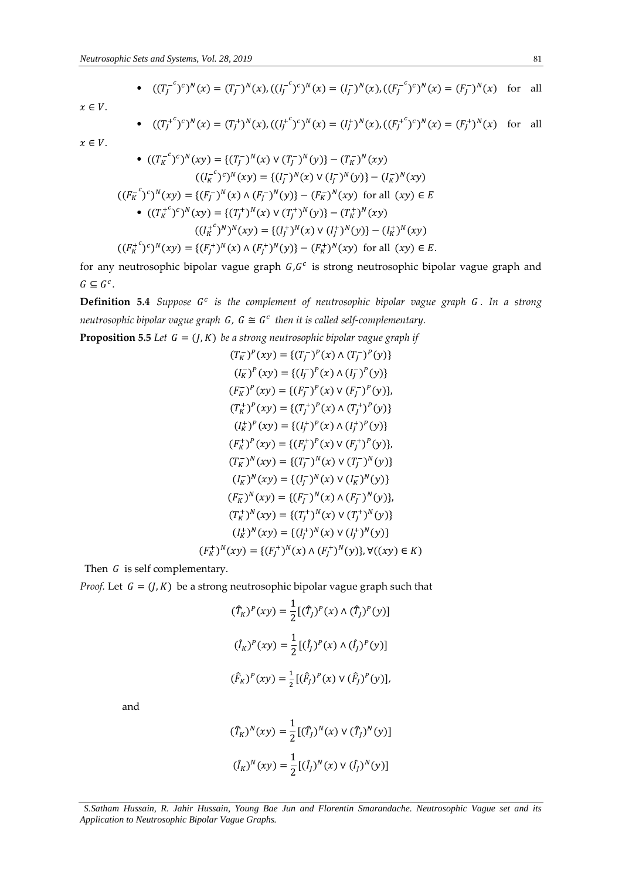- $((T_J^{-c})^c)^N(x) = (T_J^-)^N(x), ((I_J^{-c})^c)^N(x) = (I_J^-)^N(x), ((F_J^{-c})^c)^N(x) = (F_J^-)^N(x)$ for all $x \in V$.
- $((T_J^{+c})^c)^N(x) = (T_J^+)^N(x), ((I_J^{+c})^c)^N(x) = (I_J^+)^N(x), ((F_J^{+c})^c)^N(x) = (F_J^+)^N(x)$ for all $x \in V$.
- $$((T_K^{-c})^c)^N(xy) = \{(T_J^-)^N(x) \vee (T_J^-)^N(y)\} - (T_K^-)^N(xy)$$
  $$((I_K^{-c})^c)^N(xy) = \{(I_J^-)^N(x) \vee (I_J^-)^N(y)\} - (I_K^-)^N(xy)$$
  $$((F_K^{-c})^c)^N(xy) = \{(F_J^-)^N(x) \wedge (F_J^-)^N(y)\} - (F_K^-)^N(xy) \text{ for all } (xy) \in E$$
- $$((T_K^{+c})^c)^N(xy) = \{(T_J^+)^N(x) \vee (T_J^+)^N(y)\} - (T_K^+)^N(xy)$$
  $$((I_K^{+c})^N)^N(xy) = \{(I_J^+)^N(x) \vee (I_J^+)^N(y)\} - (I_K^+)^N(xy)$$
  $$((F_K^{+c})^c)^N(xy) = \{(F_J^+)^N(x) \wedge (F_J^+)^N(y)\} - (F_K^+)^N(xy) \text{ for all } (xy) \in E.$$

for any neutrosophic bipolar vague graph $G, G^c$ is strong neutrosophic bipolar vague graph and $G \subseteq G^c$.

**Definition 5.4** *Suppose $G^c$ is the complement of neutrosophic bipolar vague graph $G$. In a strong neutrosophic bipolar vague graph $G$, $G \cong G^c$ then it is called self-complementary.*

**Proposition 5.5** *Let $G = (J, K)$ be a strong neutrosophic bipolar vague graph if*

$$(T_K^-)^P(xy) = \{(T_J^-)^P(x) \wedge (T_J^-)^P(y)\}$$
$$(I_K^-)^P(xy) = \{(I_J^-)^P(x) \wedge (I_J^-)^P(y)\}$$
$$(F_K^-)^P(xy) = \{(F_J^-)^P(x) \vee (F_J^-)^P(y)\},$$
$$(T_K^+)^P(xy) = \{(T_J^+)^P(x) \wedge (T_J^+)^P(y)\}$$
$$(I_K^+)^P(xy) = \{(I_J^+)^P(x) \wedge (I_J^+)^P(y)\}$$
$$(F_K^+)^P(xy) = \{(F_J^+)^P(x) \vee (F_J^+)^P(y)\},$$
$$(T_K^-)^N(xy) = \{(T_J^-)^N(x) \vee (T_J^-)^N(y)\}$$
$$(I_K^-)^N(xy) = \{(I_J^-)^N(x) \vee (I_K^-)^N(y)\}$$
$$(F_K^-)^N(xy) = \{(F_J^-)^N(x) \wedge (F_J^-)^N(y)\},$$
$$(T_K^+)^N(xy) = \{(T_J^+)^N(x) \vee (T_J^+)^N(y)\}$$
$$(I_K^+)^N(xy) = \{(I_J^+)^N(x) \vee (I_J^+)^N(y)\}$$
$$(F_K^+)^N(xy) = \{(F_J^+)^N(x) \wedge (F_J^+)^N(y)\}, \forall((xy) \in K)$$

Then $G$ is self complementary.

*Proof.* Let $G = (J, K)$ be a strong neutrosophic bipolar vague graph such that

$$(\hat{T}_K)^P(xy) = \frac{1}{2}[(\hat{T}_J)^P(x) \wedge (\hat{T}_J)^P(y)]$$

$$(\hat{I}_K)^P(xy) = \frac{1}{2}[(\hat{I}_J)^P(x) \wedge (\hat{I}_J)^P(y)]$$

$$(\hat{F}_K)^P(xy) = \frac{1}{2}[(\hat{F}_J)^P(x) \vee (\hat{F}_J)^P(y)],$$

and

$$(\hat{T}_K)^N(xy) = \frac{1}{2}[(\hat{T}_J)^N(x) \vee (\hat{T}_J)^N(y)]$$

$$(\hat{I}_K)^N(xy) = \frac{1}{2}[(\hat{I}_J)^N(x) \vee (\hat{I}_J)^N(y)]$$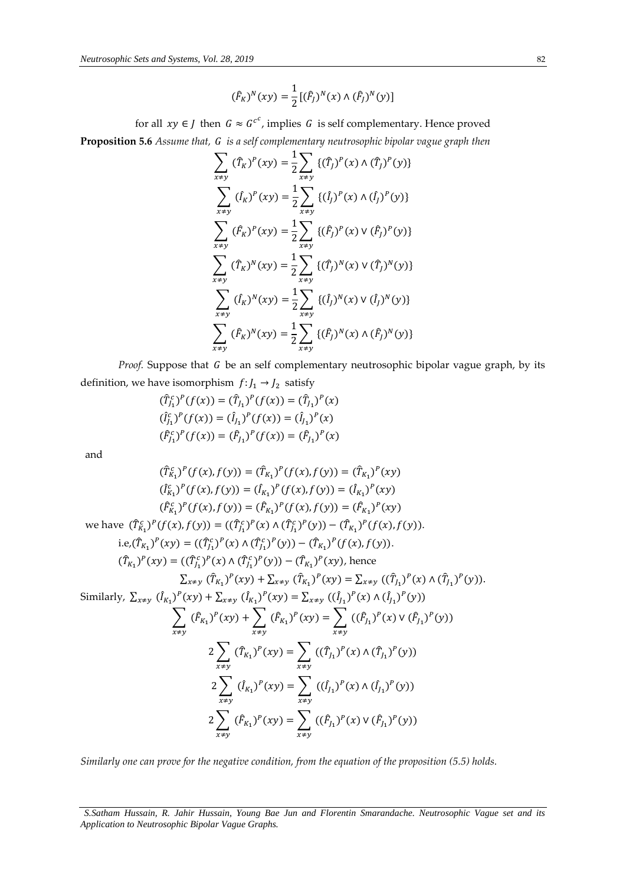$$(\hat{F}_K)^N(xy) = \frac{1}{2}[(\hat{F}_J)^N(x) \wedge (\hat{F}_J)^N(y)]$$

for all $xy \in J$ then $G \approx G^{c^c}$, implies $G$ is self complementary. Hence proved

**Proposition 5.6** *Assume that, $G$ is a self complementary neutrosophic bipolar vague graph then*

$$\sum_{x \neq y} (\hat{T}_K)^P(xy) = \frac{1}{2}\sum_{x \neq y} \{(\hat{T}_J)^P(x) \wedge (\hat{T}_J)^P(y)\}$$

$$\sum_{x \neq y} (\hat{I}_K)^P(xy) = \frac{1}{2}\sum_{x \neq y} \{(\hat{I}_J)^P(x) \wedge (\hat{I}_J)^P(y)\}$$

$$\sum_{x \neq y} (\hat{F}_K)^P(xy) = \frac{1}{2}\sum_{x \neq y} \{(\hat{F}_J)^P(x) \vee (\hat{F}_J)^P(y)\}$$

$$\sum_{x \neq y} (\hat{T}_K)^N(xy) = \frac{1}{2}\sum_{x \neq y} \{(\hat{T}_J)^N(x) \vee (\hat{T}_J)^N(y)\}$$

$$\sum_{x \neq y} (\hat{I}_K)^N(xy) = \frac{1}{2}\sum_{x \neq y} \{(\hat{I}_J)^N(x) \vee (\hat{I}_J)^N(y)\}$$

$$\sum_{x \neq y} (\hat{F}_K)^N(xy) = \frac{1}{2}\sum_{x \neq y} \{(\hat{F}_J)^N(x) \wedge (\hat{F}_J)^N(y)\}$$

*Proof.* Suppose that $G$ be an self complementary neutrosophic bipolar vague graph, by its definition, we have isomorphism $f: J_1 \to J_2$ satisfy

$$(\hat{T}_{J_1}^c)^P(f(x)) = (\hat{T}_{J_1})^P(f(x)) = (\hat{T}_{J_1})^P(x)$$

$$(\hat{I}_{J_1}^c)^P(f(x)) = (\hat{I}_{J_1})^P(f(x)) = (\hat{I}_{J_1})^P(x)$$

$$(\hat{F}_{J_1}^c)^P(f(x)) = (\hat{F}_{J_1})^P(f(x)) = (\hat{F}_{J_1})^P(x)$$

and

$$(\hat{T}_{K_1}^c)^P(f(x), f(y)) = (\hat{T}_{K_1})^P(f(x), f(y)) = (\hat{T}_{K_1})^P(xy)$$

$$(\hat{I}_{K_1}^c)^P(f(x), f(y)) = (\hat{I}_{K_1})^P(f(x), f(y)) = (\hat{I}_{K_1})^P(xy)$$

$$(\hat{F}_{K_1}^c)^P(f(x), f(y)) = (\hat{F}_{K_1})^P(f(x), f(y)) = (\hat{F}_{K_1})^P(xy)$$

we have $(\hat{T}_{K_1}^c)^P(f(x), f(y)) = ((\hat{T}_{J_1}^c)^P(x) \wedge (\hat{T}_{J_1}^c)^P(y)) - (\hat{T}_{K_1})^P(f(x), f(y))$.

i.e, $(\hat{T}_{K_1})^P(xy) = ((\hat{T}_{J_1}^c)^P(x) \wedge (\hat{T}_{J_1}^c)^P(y)) - (\hat{T}_{K_1})^P(f(x), f(y))$.

$(\hat{T}_{K_1})^P(xy) = ((\hat{T}_{J_1}^c)^P(x) \wedge (\hat{T}_{J_1}^c)^P(y)) - (\hat{T}_{K_1})^P(xy)$, hence

$$\sum_{x \neq y} (\hat{T}_{K_1})^P(xy) + \sum_{x \neq y} (\hat{T}_{K_1})^P(xy) = \sum_{x \neq y} ((\hat{T}_{J_1})^P(x) \wedge (\hat{T}_{J_1})^P(y)).$$

Similarly, $\sum_{x \neq y} (\hat{I}_{K_1})^P(xy) + \sum_{x \neq y} (\hat{I}_{K_1})^P(xy) = \sum_{x \neq y} ((\hat{I}_{J_1})^P(x) \wedge (\hat{I}_{J_1})^P(y))$

$$\sum_{x \neq y} (\hat{F}_{K_1})^P(xy) + \sum_{x \neq y} (\hat{F}_{K_1})^P(xy) = \sum_{x \neq y} ((\hat{F}_{J_1})^P(x) \vee (\hat{F}_{J_1})^P(y))$$

$$2\sum_{x \neq y} (\hat{T}_{K_1})^P(xy) = \sum_{x \neq y} ((\hat{T}_{J_1})^P(x) \wedge (\hat{T}_{J_1})^P(y))$$

$$2\sum_{x \neq y} (\hat{I}_{K_1})^P(xy) = \sum_{x \neq y} ((\hat{I}_{J_1})^P(x) \wedge (\hat{I}_{J_1})^P(y))$$

$$2\sum_{x \neq y} (\hat{F}_{K_1})^P(xy) = \sum_{x \neq y} ((\hat{F}_{J_1})^P(x) \vee (\hat{F}_{J_1})^P(y))$$

*Similarly one can prove for the negative condition, from the equation of the proposition (5.5) holds.*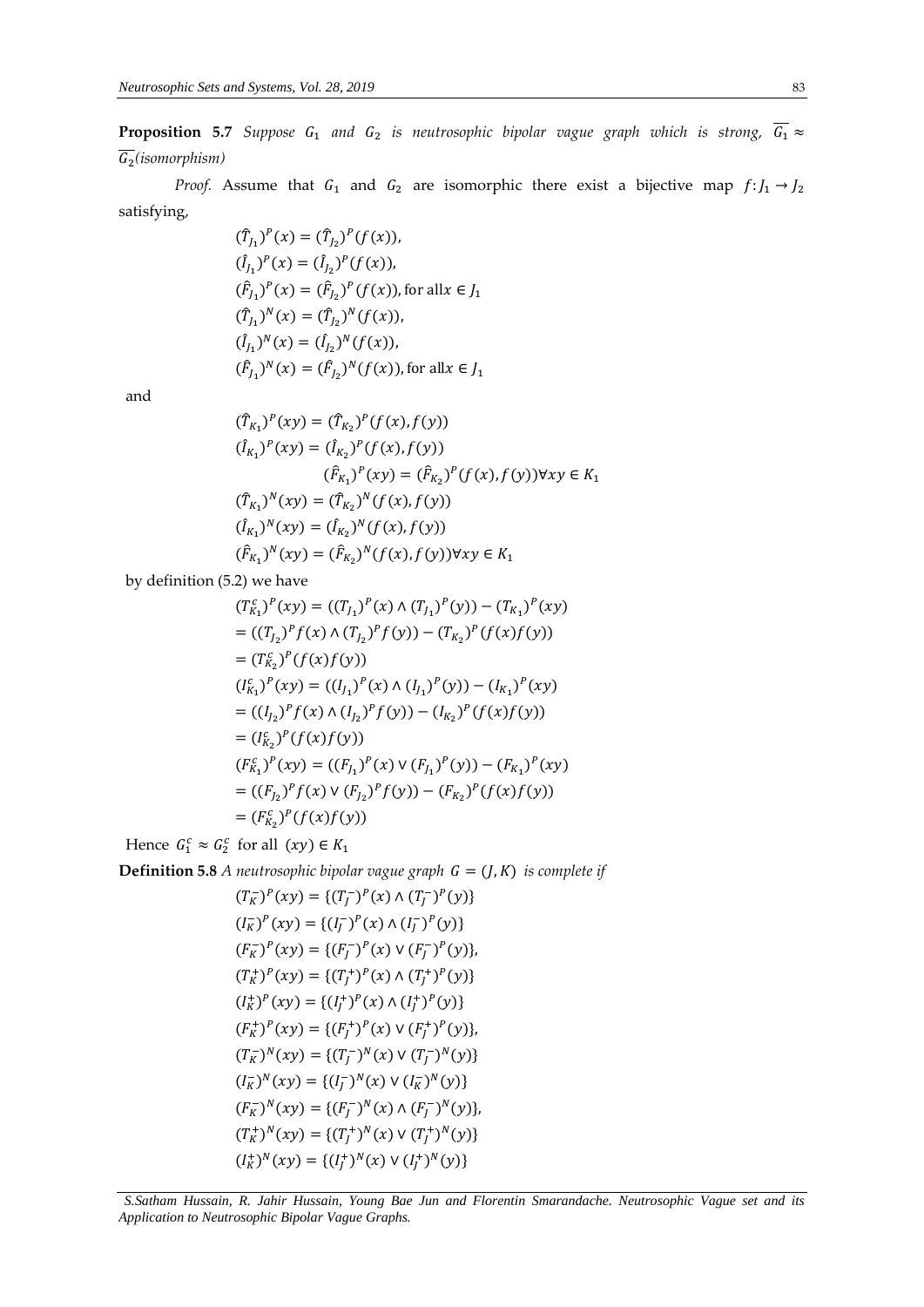**Proposition 5.7** *Suppose $G_1$ and $G_2$ is neutrosophic bipolar vague graph which is strong, $\overline{G_1} \approx \overline{G_2}$(isomorphism)*

*Proof.* Assume that $G_1$ and $G_2$ are isomorphic there exist a bijective map $f: J_1 \to J_2$ satisfying,

$$(\hat{T}_{J_1})^P(x) = (\hat{T}_{J_2})^P(f(x)),$$
$$(\hat{I}_{J_1})^P(x) = (\hat{I}_{J_2})^P(f(x)),$$
$$(\hat{F}_{J_1})^P(x) = (\hat{F}_{J_2})^P(f(x)), \text{for all} x \in J_1$$
$$(\hat{T}_{J_1})^N(x) = (\hat{T}_{J_2})^N(f(x)),$$
$$(\hat{I}_{J_1})^N(x) = (\hat{I}_{J_2})^N(f(x)),$$
$$(\hat{F}_{J_1})^N(x) = (\hat{F}_{J_2})^N(f(x)), \text{for all} x \in J_1$$

and

$$(\hat{T}_{K_1})^P(xy) = (\hat{T}_{K_2})^P(f(x), f(y))$$
$$(\hat{I}_{K_1})^P(xy) = (\hat{I}_{K_2})^P(f(x), f(y))$$
$$(\hat{F}_{K_1})^P(xy) = (\hat{F}_{K_2})^P(f(x), f(y)) \forall xy \in K_1$$
$$(\hat{T}_{K_1})^N(xy) = (\hat{T}_{K_2})^N(f(x), f(y))$$
$$(\hat{I}_{K_1})^N(xy) = (\hat{I}_{K_2})^N(f(x), f(y))$$
$$(\hat{F}_{K_1})^N(xy) = (\hat{F}_{K_2})^N(f(x), f(y)) \forall xy \in K_1$$

by definition (5.2) we have

$$(T_{K_1}^c)^P(xy) = ((T_{J_1})^P(x) \wedge (T_{J_1})^P(y)) - (T_{K_1})^P(xy)$$
$$= ((T_{J_2})^P f(x) \wedge (T_{J_2})^P f(y)) - (T_{K_2})^P(f(x)f(y))$$
$$= (T_{K_2}^c)^P(f(x)f(y))$$
$$(I_{K_1}^c)^P(xy) = ((I_{J_1})^P(x) \wedge (I_{J_1})^P(y)) - (I_{K_1})^P(xy)$$
$$= ((I_{J_2})^P f(x) \wedge (I_{J_2})^P f(y)) - (I_{K_2})^P(f(x)f(y))$$
$$= (I_{K_2}^c)^P(f(x)f(y))$$
$$(F_{K_1}^c)^P(xy) = ((F_{J_1})^P(x) \vee (F_{J_1})^P(y)) - (F_{K_1})^P(xy)$$
$$= ((F_{J_2})^P f(x) \vee (F_{J_2})^P f(y)) - (F_{K_2})^P(f(x)f(y))$$
$$= (F_{K_2}^c)^P(f(x)f(y))$$

Hence $G_1^c \approx G_2^c$ for all $(xy) \in K_1$

**Definition 5.8** *A neutrosophic bipolar vague graph $G = (J, K)$ is complete if*

$$(T_K^-)^P(xy) = \{(T_J^-)^P(x) \wedge (T_J^-)^P(y)\}$$
$$(I_K^-)^P(xy) = \{(I_J^-)^P(x) \wedge (I_J^-)^P(y)\}$$
$$(F_K^-)^P(xy) = \{(F_J^-)^P(x) \vee (F_J^-)^P(y)\},$$
$$(T_K^+)^P(xy) = \{(T_J^+)^P(x) \wedge (T_J^+)^P(y)\}$$
$$(I_K^+)^P(xy) = \{(I_J^+)^P(x) \wedge (I_J^+)^P(y)\}$$
$$(F_K^+)^P(xy) = \{(F_J^+)^P(x) \vee (F_J^+)^P(y)\},$$
$$(T_K^-)^N(xy) = \{(T_J^-)^N(x) \vee (T_J^-)^N(y)\}$$
$$(I_K^-)^N(xy) = \{(I_J^-)^N(x) \vee (I_K^-)^N(y)\}$$
$$(F_K^-)^N(xy) = \{(F_J^-)^N(x) \wedge (F_J^-)^N(y)\},$$
$$(T_K^+)^N(xy) = \{(T_J^+)^N(x) \vee (T_J^+)^N(y)\}$$
$$(I_K^+)^N(xy) = \{(I_J^+)^N(x) \vee (I_J^+)^N(y)\}$$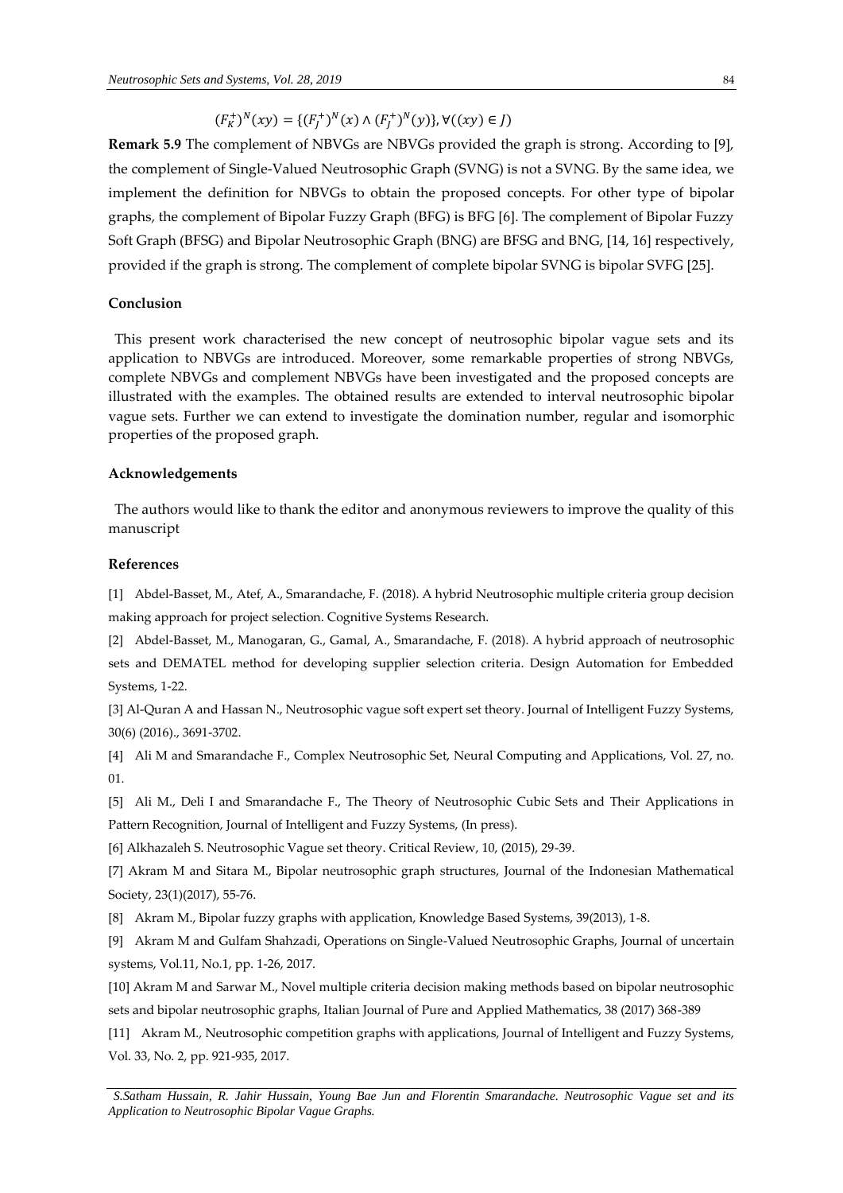$$(F_K^+)^N(xy) = \{(F_J^+)^N(x) \wedge (F_J^+)^N(y)\}, \forall((xy) \in J)$$

**Remark 5.9** The complement of NBVGs are NBVGs provided the graph is strong. According to [9], the complement of Single-Valued Neutrosophic Graph (SVNG) is not a SVNG. By the same idea, we implement the definition for NBVGs to obtain the proposed concepts. For other type of bipolar graphs, the complement of Bipolar Fuzzy Graph (BFG) is BFG [6]. The complement of Bipolar Fuzzy Soft Graph (BFSG) and Bipolar Neutrosophic Graph (BNG) are BFSG and BNG, [14, 16] respectively, provided if the graph is strong. The complement of complete bipolar SVNG is bipolar SVFG [25].

### Conclusion

This present work characterised the new concept of neutrosophic bipolar vague sets and its application to NBVGs are introduced. Moreover, some remarkable properties of strong NBVGs, complete NBVGs and complement NBVGs have been investigated and the proposed concepts are illustrated with the examples. The obtained results are extended to interval neutrosophic bipolar vague sets. Further we can extend to investigate the domination number, regular and isomorphic properties of the proposed graph.

### Acknowledgements

The authors would like to thank the editor and anonymous reviewers to improve the quality of this manuscript

### References

[1] Abdel-Basset, M., Atef, A., Smarandache, F. (2018). A hybrid Neutrosophic multiple criteria group decision making approach for project selection. Cognitive Systems Research.

[2] Abdel-Basset, M., Manogaran, G., Gamal, A., Smarandache, F. (2018). A hybrid approach of neutrosophic sets and DEMATEL method for developing supplier selection criteria. Design Automation for Embedded Systems, 1-22.

[3] Al-Quran A and Hassan N., Neutrosophic vague soft expert set theory. Journal of Intelligent Fuzzy Systems, 30(6) (2016)., 3691-3702.

[4] Ali M and Smarandache F., Complex Neutrosophic Set, Neural Computing and Applications, Vol. 27, no. 01.

[5] Ali M., Deli I and Smarandache F., The Theory of Neutrosophic Cubic Sets and Their Applications in Pattern Recognition, Journal of Intelligent and Fuzzy Systems, (In press).

[6] Alkhazaleh S. Neutrosophic Vague set theory. Critical Review, 10, (2015), 29-39.

[7] Akram M and Sitara M., Bipolar neutrosophic graph structures, Journal of the Indonesian Mathematical Society, 23(1)(2017), 55-76.

[8] Akram M., Bipolar fuzzy graphs with application, Knowledge Based Systems, 39(2013), 1-8.

[9] Akram M and Gulfam Shahzadi, Operations on Single-Valued Neutrosophic Graphs, Journal of uncertain systems, Vol.11, No.1, pp. 1-26, 2017.

[10] Akram M and Sarwar M., Novel multiple criteria decision making methods based on bipolar neutrosophic sets and bipolar neutrosophic graphs, Italian Journal of Pure and Applied Mathematics, 38 (2017) 368-389

[11] Akram M., Neutrosophic competition graphs with applications, Journal of Intelligent and Fuzzy Systems, Vol. 33, No. 2, pp. 921-935, 2017.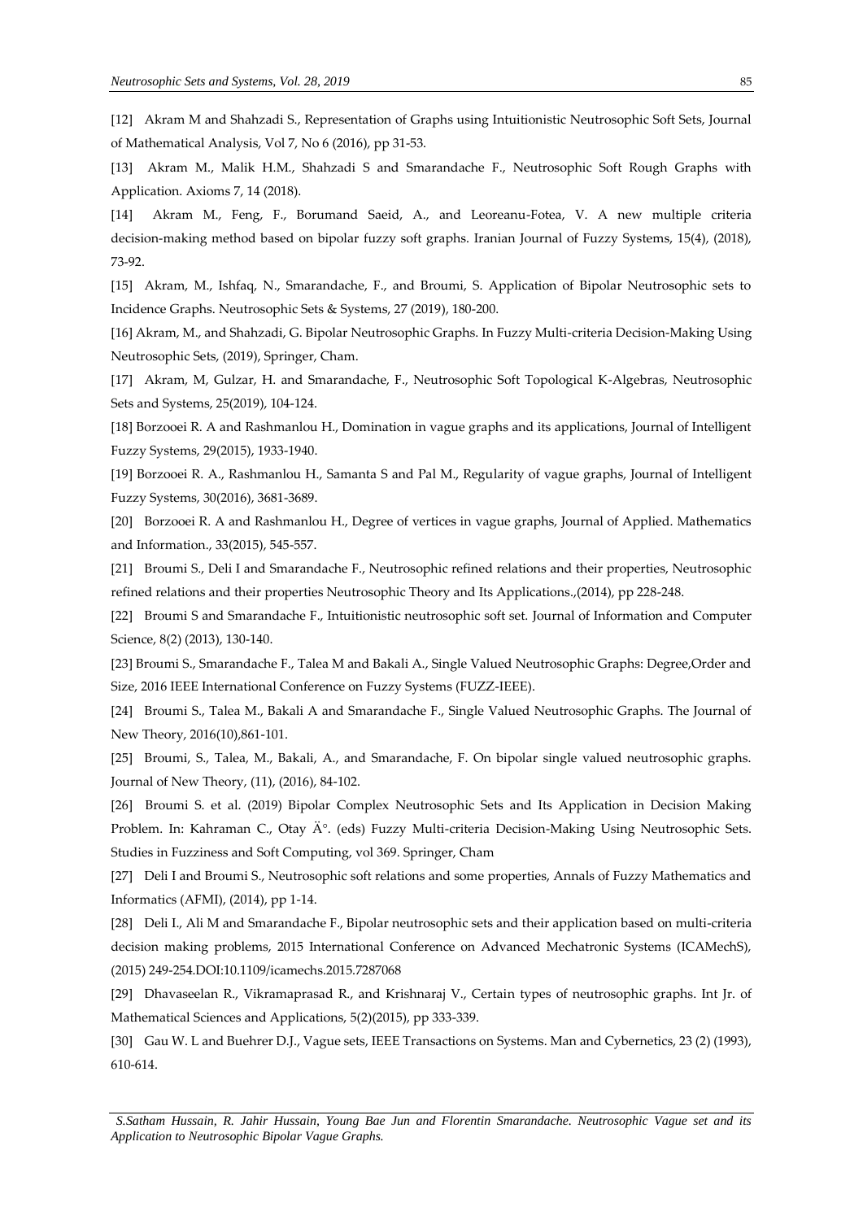[12] Akram M and Shahzadi S., Representation of Graphs using Intuitionistic Neutrosophic Soft Sets, Journal of Mathematical Analysis, Vol 7, No 6 (2016), pp 31-53.

[13] Akram M., Malik H.M., Shahzadi S and Smarandache F., Neutrosophic Soft Rough Graphs with Application. Axioms 7, 14 (2018).

[14] Akram M., Feng, F., Borumand Saeid, A., and Leoreanu-Fotea, V. A new multiple criteria decision-making method based on bipolar fuzzy soft graphs. Iranian Journal of Fuzzy Systems, 15(4), (2018), 73-92.

[15] Akram, M., Ishfaq, N., Smarandache, F., and Broumi, S. Application of Bipolar Neutrosophic sets to Incidence Graphs. Neutrosophic Sets & Systems, 27 (2019), 180-200.

[16] Akram, M., and Shahzadi, G. Bipolar Neutrosophic Graphs. In Fuzzy Multi-criteria Decision-Making Using Neutrosophic Sets, (2019), Springer, Cham.

[17] Akram, M, Gulzar, H. and Smarandache, F., Neutrosophic Soft Topological K-Algebras, Neutrosophic Sets and Systems, 25(2019), 104-124.

[18] Borzooei R. A and Rashmanlou H., Domination in vague graphs and its applications, Journal of Intelligent Fuzzy Systems, 29(2015), 1933-1940.

[19] Borzooei R. A., Rashmanlou H., Samanta S and Pal M., Regularity of vague graphs, Journal of Intelligent Fuzzy Systems, 30(2016), 3681-3689.

[20] Borzooei R. A and Rashmanlou H., Degree of vertices in vague graphs, Journal of Applied. Mathematics and Information., 33(2015), 545-557.

[21] Broumi S., Deli I and Smarandache F., Neutrosophic refined relations and their properties, Neutrosophic refined relations and their properties Neutrosophic Theory and Its Applications.,(2014), pp 228-248.

[22] Broumi S and Smarandache F., Intuitionistic neutrosophic soft set. Journal of Information and Computer Science, 8(2) (2013), 130-140.

[23] Broumi S., Smarandache F., Talea M and Bakali A., Single Valued Neutrosophic Graphs: Degree,Order and Size, 2016 IEEE International Conference on Fuzzy Systems (FUZZ-IEEE).

[24] Broumi S., Talea M., Bakali A and Smarandache F., Single Valued Neutrosophic Graphs. The Journal of New Theory, 2016(10),861-101.

[25] Broumi, S., Talea, M., Bakali, A., and Smarandache, F. On bipolar single valued neutrosophic graphs. Journal of New Theory, (11), (2016), 84-102.

[26] Broumi S. et al. (2019) Bipolar Complex Neutrosophic Sets and Its Application in Decision Making Problem. In: Kahraman C., Otay Ä°. (eds) Fuzzy Multi-criteria Decision-Making Using Neutrosophic Sets. Studies in Fuzziness and Soft Computing, vol 369. Springer, Cham

[27] Deli I and Broumi S., Neutrosophic soft relations and some properties, Annals of Fuzzy Mathematics and Informatics (AFMI), (2014), pp 1-14.

[28] Deli I., Ali M and Smarandache F., Bipolar neutrosophic sets and their application based on multi-criteria decision making problems, 2015 International Conference on Advanced Mechatronic Systems (ICAMechS), (2015) 249-254.DOI:10.1109/icamechs.2015.7287068

[29] Dhavaseelan R., Vikramaprasad R., and Krishnaraj V., Certain types of neutrosophic graphs. Int Jr. of Mathematical Sciences and Applications, 5(2)(2015), pp 333-339.

[30] Gau W. L and Buehrer D.J., Vague sets, IEEE Transactions on Systems. Man and Cybernetics, 23 (2) (1993), 610-614.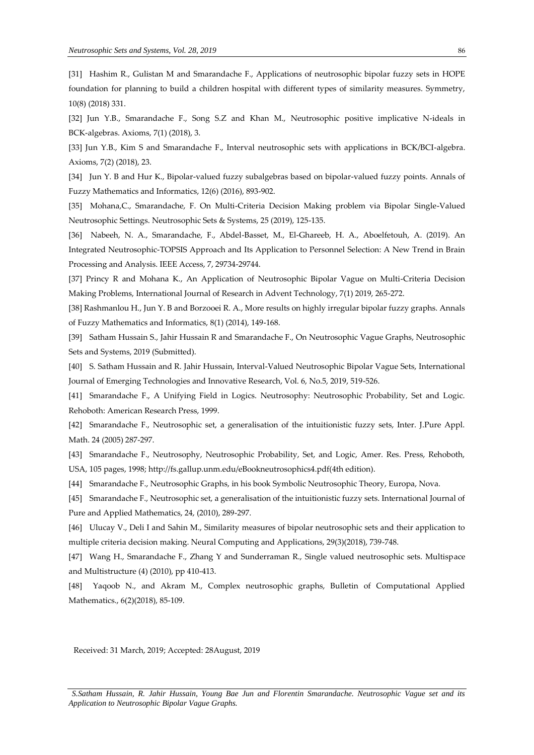[31] Hashim R., Gulistan M and Smarandache F., Applications of neutrosophic bipolar fuzzy sets in HOPE foundation for planning to build a children hospital with different types of similarity measures. Symmetry, 10(8) (2018) 331.

[32] Jun Y.B., Smarandache F., Song S.Z and Khan M., Neutrosophic positive implicative N-ideals in BCK-algebras. Axioms, 7(1) (2018), 3.

[33] Jun Y.B., Kim S and Smarandache F., Interval neutrosophic sets with applications in BCK/BCI-algebra. Axioms, 7(2) (2018), 23.

[34] Jun Y. B and Hur K., Bipolar-valued fuzzy subalgebras based on bipolar-valued fuzzy points. Annals of Fuzzy Mathematics and Informatics, 12(6) (2016), 893-902.

[35] Mohana,C., Smarandache, F. On Multi-Criteria Decision Making problem via Bipolar Single-Valued Neutrosophic Settings. Neutrosophic Sets & Systems, 25 (2019), 125-135.

[36] Nabeeh, N. A., Smarandache, F., Abdel-Basset, M., El-Ghareeb, H. A., Aboelfetouh, A. (2019). An Integrated Neutrosophic-TOPSIS Approach and Its Application to Personnel Selection: A New Trend in Brain Processing and Analysis. IEEE Access, 7, 29734-29744.

[37] Princy R and Mohana K., An Application of Neutrosophic Bipolar Vague on Multi-Criteria Decision Making Problems, International Journal of Research in Advent Technology, 7(1) 2019, 265-272.

[38] Rashmanlou H., Jun Y. B and Borzooei R. A., More results on highly irregular bipolar fuzzy graphs. Annals of Fuzzy Mathematics and Informatics, 8(1) (2014), 149-168.

[39] Satham Hussain S., Jahir Hussain R and Smarandache F., On Neutrosophic Vague Graphs, Neutrosophic Sets and Systems, 2019 (Submitted).

[40] S. Satham Hussain and R. Jahir Hussain, Interval-Valued Neutrosophic Bipolar Vague Sets, International Journal of Emerging Technologies and Innovative Research, Vol. 6, No.5, 2019, 519-526.

[41] Smarandache F., A Unifying Field in Logics. Neutrosophy: Neutrosophic Probability, Set and Logic. Rehoboth: American Research Press, 1999.

[42] Smarandache F., Neutrosophic set, a generalisation of the intuitionistic fuzzy sets, Inter. J.Pure Appl. Math. 24 (2005) 287-297.

[43] Smarandache F., Neutrosophy, Neutrosophic Probability, Set, and Logic, Amer. Res. Press, Rehoboth, USA, 105 pages, 1998; http://fs.gallup.unm.edu/eBookneutrosophics4.pdf(4th edition).

[44] Smarandache F., Neutrosophic Graphs, in his book Symbolic Neutrosophic Theory, Europa, Nova.

[45] Smarandache F., Neutrosophic set, a generalisation of the intuitionistic fuzzy sets. International Journal of Pure and Applied Mathematics, 24, (2010), 289-297.

[46] Ulucay V., Deli I and Sahin M., Similarity measures of bipolar neutrosophic sets and their application to multiple criteria decision making. Neural Computing and Applications, 29(3)(2018), 739-748.

[47] Wang H., Smarandache F., Zhang Y and Sunderraman R., Single valued neutrosophic sets. Multispace and Multistructure (4) (2010), pp 410-413.

[48] Yaqoob N., and Akram M., Complex neutrosophic graphs, Bulletin of Computational Applied Mathematics., 6(2)(2018), 85-109.

Received: 31 March, 2019; Accepted: 28August, 2019